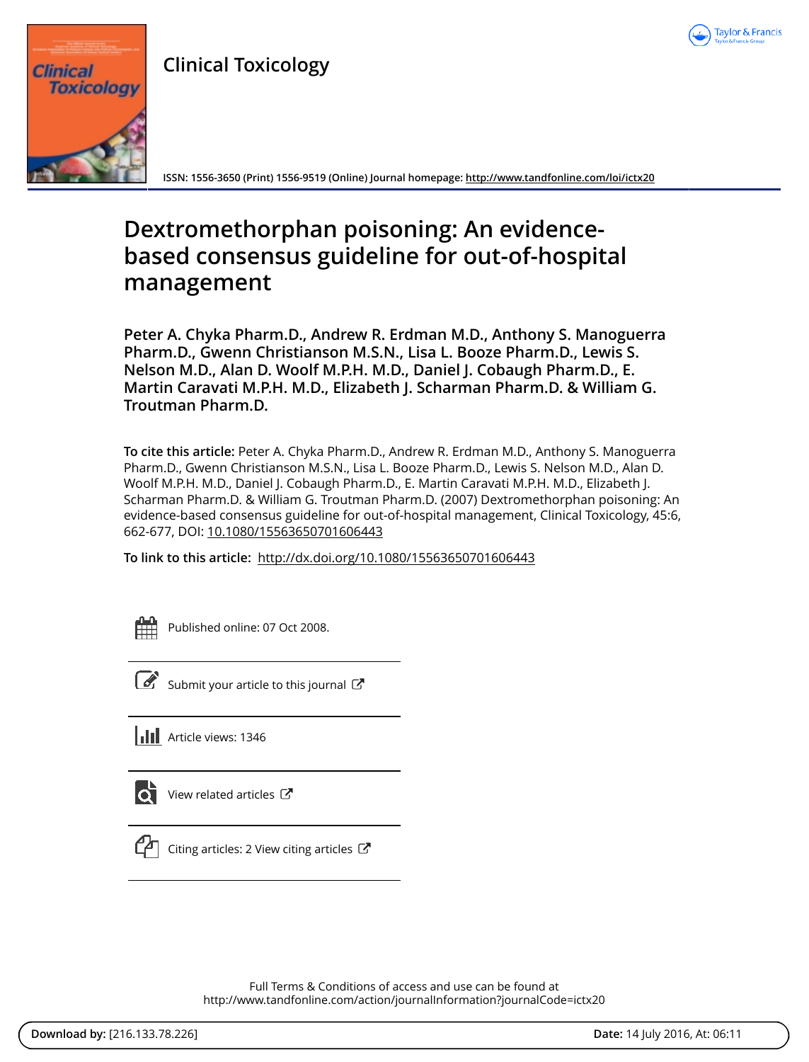Clinical Toxicology

ISSN: 1556-3650 (Print) 1556-9519 (Online) Journal homepage: http://www.tandfonline.com/loi/ictx20

# Dextromethorphan poisoning: An evidence-based consensus guideline for out-of-hospital management

**Peter A. Chyka Pharm.D., Andrew R. Erdman M.D., Anthony S. Manoguerra Pharm.D., Gwenn Christianson M.S.N., Lisa L. Booze Pharm.D., Lewis S. Nelson M.D., Alan D. Woolf M.P.H. M.D., Daniel J. Cobaugh Pharm.D., E. Martin Caravati M.P.H. M.D., Elizabeth J. Scharman Pharm.D. & William G. Troutman Pharm.D.**

**To cite this article:** Peter A. Chyka Pharm.D., Andrew R. Erdman M.D., Anthony S. Manoguerra Pharm.D., Gwenn Christianson M.S.N., Lisa L. Booze Pharm.D., Lewis S. Nelson M.D., Alan D. Woolf M.P.H. M.D., Daniel J. Cobaugh Pharm.D., E. Martin Caravati M.P.H. M.D., Elizabeth J. Scharman Pharm.D. & William G. Troutman Pharm.D. (2007) Dextromethorphan poisoning: An evidence-based consensus guideline for out-of-hospital management, Clinical Toxicology, 45:6, 662-677, DOI: 10.1080/15563650701606443

**To link to this article:** http://dx.doi.org/10.1080/15563650701606443

Published online: 07 Oct 2008.

Submit your article to this journal

Article views: 1346

View related articles

Citing articles: 2 View citing articles

Full Terms & Conditions of access and use can be found at http://www.tandfonline.com/action/journalInformation?journalCode=ictx20

**Download by:** [216.133.78.226] **Date:** 14 July 2016, At: 06:11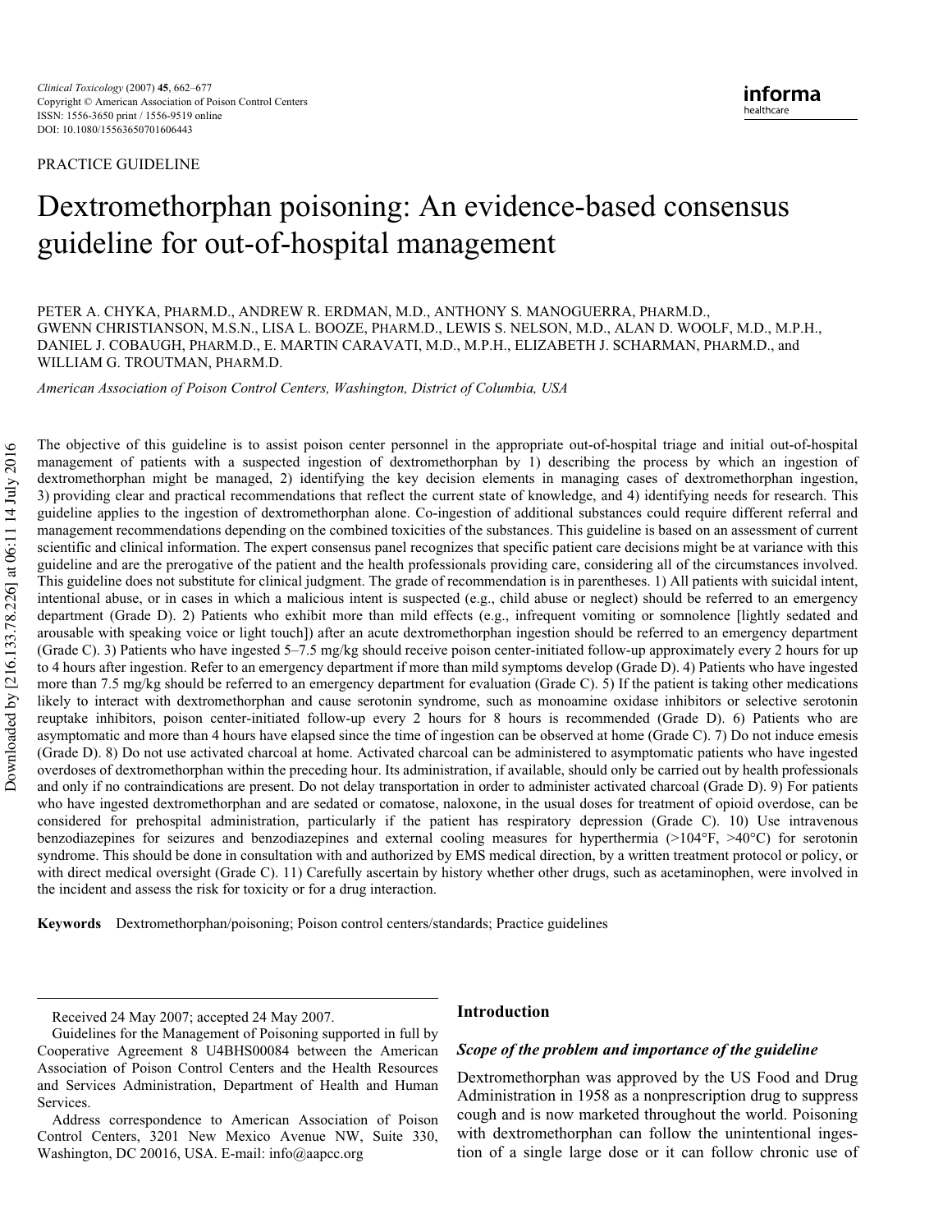PRACTICE GUIDELINE

# Dextromethorphan poisoning: An evidence-based consensus guideline for out-of-hospital management

PETER A. CHYKA, PHARM.D., ANDREW R. ERDMAN, M.D., ANTHONY S. MANOGUERRA, PHARM.D., GWENN CHRISTIANSON, M.S.N., LISA L. BOOZE, PHARM.D., LEWIS S. NELSON, M.D., ALAN D. WOOLF, M.D., M.P.H., DANIEL J. COBAUGH, PHARM.D., E. MARTIN CARAVATI, M.D., M.P.H., ELIZABETH J. SCHARMAN, PHARM.D., and WILLIAM G. TROUTMAN, PHARM.D.

*American Association of Poison Control Centers, Washington, District of Columbia, USA*

The objective of this guideline is to assist poison center personnel in the appropriate out-of-hospital triage and initial out-of-hospital management of patients with a suspected ingestion of dextromethorphan by 1) describing the process by which an ingestion of dextromethorphan might be managed, 2) identifying the key decision elements in managing cases of dextromethorphan ingestion, 3) providing clear and practical recommendations that reflect the current state of knowledge, and 4) identifying needs for research. This guideline applies to the ingestion of dextromethorphan alone. Co-ingestion of additional substances could require different referral and management recommendations depending on the combined toxicities of the substances. This guideline is based on an assessment of current scientific and clinical information. The expert consensus panel recognizes that specific patient care decisions might be at variance with this guideline and are the prerogative of the patient and the health professionals providing care, considering all of the circumstances involved. This guideline does not substitute for clinical judgment. The grade of recommendation is in parentheses. 1) All patients with suicidal intent, intentional abuse, or in cases in which a malicious intent is suspected (e.g., child abuse or neglect) should be referred to an emergency department (Grade D). 2) Patients who exhibit more than mild effects (e.g., infrequent vomiting or somnolence [lightly sedated and arousable with speaking voice or light touch]) after an acute dextromethorphan ingestion should be referred to an emergency department (Grade C). 3) Patients who have ingested 5–7.5 mg/kg should receive poison center-initiated follow-up approximately every 2 hours for up to 4 hours after ingestion. Refer to an emergency department if more than mild symptoms develop (Grade D). 4) Patients who have ingested more than 7.5 mg/kg should be referred to an emergency department for evaluation (Grade C). 5) If the patient is taking other medications likely to interact with dextromethorphan and cause serotonin syndrome, such as monoamine oxidase inhibitors or selective serotonin reuptake inhibitors, poison center-initiated follow-up every 2 hours for 8 hours is recommended (Grade D). 6) Patients who are asymptomatic and more than 4 hours have elapsed since the time of ingestion can be observed at home (Grade C). 7) Do not induce emesis (Grade D). 8) Do not use activated charcoal at home. Activated charcoal can be administered to asymptomatic patients who have ingested overdoses of dextromethorphan within the preceding hour. Its administration, if available, should only be carried out by health professionals and only if no contraindications are present. Do not delay transportation in order to administer activated charcoal (Grade D). 9) For patients who have ingested dextromethorphan and are sedated or comatose, naloxone, in the usual doses for treatment of opioid overdose, can be considered for prehospital administration, particularly if the patient has respiratory depression (Grade C). 10) Use intravenous benzodiazepines for seizures and benzodiazepines and external cooling measures for hyperthermia (>104°F, >40°C) for serotonin syndrome. This should be done in consultation with and authorized by EMS medical direction, by a written treatment protocol or policy, or with direct medical oversight (Grade C). 11) Carefully ascertain by history whether other drugs, such as acetaminophen, were involved in the incident and assess the risk for toxicity or for a drug interaction.

**Keywords** Dextromethorphan/poisoning; Poison control centers/standards; Practice guidelines

Received 24 May 2007; accepted 24 May 2007.

Guidelines for the Management of Poisoning supported in full by Cooperative Agreement 8 U4BHS00084 between the American Association of Poison Control Centers and the Health Resources and Services Administration, Department of Health and Human Services.

Address correspondence to American Association of Poison Control Centers, 3201 New Mexico Avenue NW, Suite 330, Washington, DC 20016, USA. E-mail: info@aapcc.org

## Introduction

### *Scope of the problem and importance of the guideline*

Dextromethorphan was approved by the US Food and Drug Administration in 1958 as a nonprescription drug to suppress cough and is now marketed throughout the world. Poisoning with dextromethorphan can follow the unintentional ingestion of a single large dose or it can follow chronic use of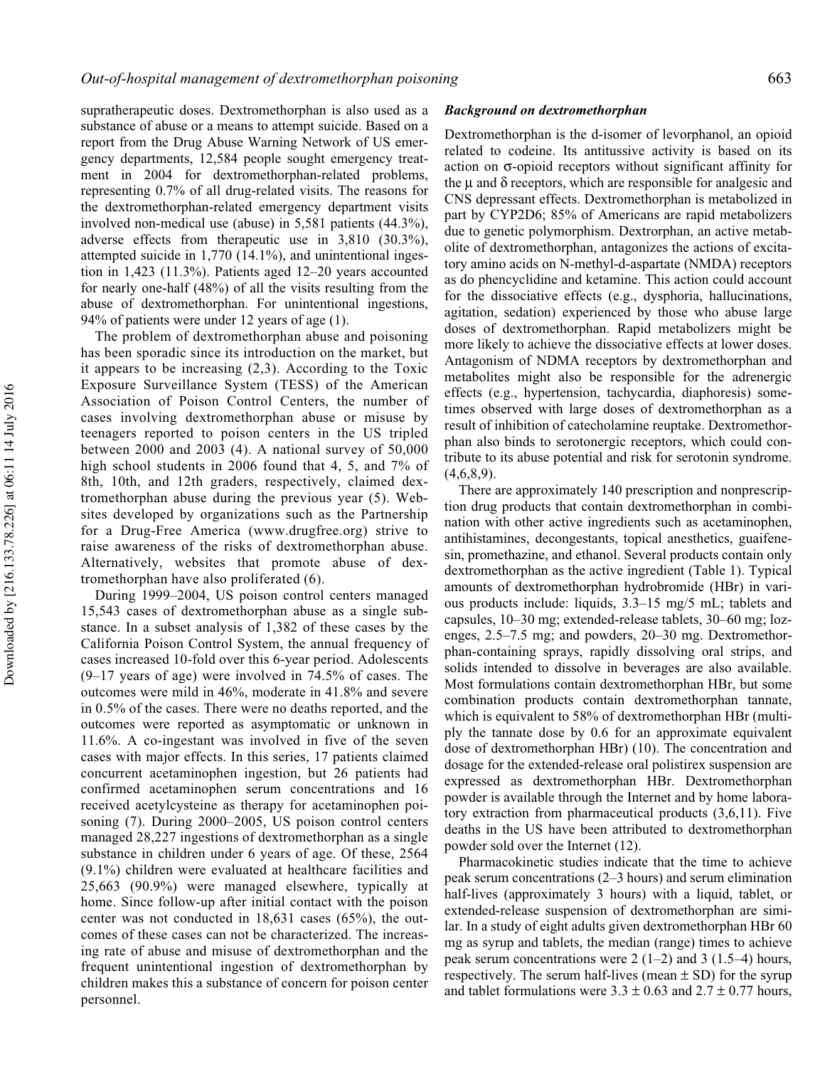supratherapeutic doses. Dextromethorphan is also used as a substance of abuse or a means to attempt suicide. Based on a report from the Drug Abuse Warning Network of US emergency departments, 12,584 people sought emergency treatment in 2004 for dextromethorphan-related problems, representing 0.7% of all drug-related visits. The reasons for the dextromethorphan-related emergency department visits involved non-medical use (abuse) in 5,581 patients (44.3%), adverse effects from therapeutic use in 3,810 (30.3%), attempted suicide in 1,770 (14.1%), and unintentional ingestion in 1,423 (11.3%). Patients aged 12–20 years accounted for nearly one-half (48%) of all the visits resulting from the abuse of dextromethorphan. For unintentional ingestions, 94% of patients were under 12 years of age (1).

The problem of dextromethorphan abuse and poisoning has been sporadic since its introduction on the market, but it appears to be increasing (2,3). According to the Toxic Exposure Surveillance System (TESS) of the American Association of Poison Control Centers, the number of cases involving dextromethorphan abuse or misuse by teenagers reported to poison centers in the US tripled between 2000 and 2003 (4). A national survey of 50,000 high school students in 2006 found that 4, 5, and 7% of 8th, 10th, and 12th graders, respectively, claimed dextromethorphan abuse during the previous year (5). Websites developed by organizations such as the Partnership for a Drug-Free America (www.drugfree.org) strive to raise awareness of the risks of dextromethorphan abuse. Alternatively, websites that promote abuse of dextromethorphan have also proliferated (6).

During 1999–2004, US poison control centers managed 15,543 cases of dextromethorphan abuse as a single substance. In a subset analysis of 1,382 of these cases by the California Poison Control System, the annual frequency of cases increased 10-fold over this 6-year period. Adolescents (9–17 years of age) were involved in 74.5% of cases. The outcomes were mild in 46%, moderate in 41.8% and severe in 0.5% of the cases. There were no deaths reported, and the outcomes were reported as asymptomatic or unknown in 11.6%. A co-ingestant was involved in five of the seven cases with major effects. In this series, 17 patients claimed concurrent acetaminophen ingestion, but 26 patients had confirmed acetaminophen serum concentrations and 16 received acetylcysteine as therapy for acetaminophen poisoning (7). During 2000–2005, US poison control centers managed 28,227 ingestions of dextromethorphan as a single substance in children under 6 years of age. Of these, 2564 (9.1%) children were evaluated at healthcare facilities and 25,663 (90.9%) were managed elsewhere, typically at home. Since follow-up after initial contact with the poison center was not conducted in 18,631 cases (65%), the outcomes of these cases can not be characterized. The increasing rate of abuse and misuse of dextromethorphan and the frequent unintentional ingestion of dextromethorphan by children makes this a substance of concern for poison center personnel.

### *Background on dextromethorphan*

Dextromethorphan is the d-isomer of levorphanol, an opioid related to codeine. Its antitussive activity is based on its action on σ-opioid receptors without significant affinity for the μ and δ receptors, which are responsible for analgesic and CNS depressant effects. Dextromethorphan is metabolized in part by CYP2D6; 85% of Americans are rapid metabolizers due to genetic polymorphism. Dextrorphan, an active metabolite of dextromethorphan, antagonizes the actions of excitatory amino acids on N-methyl-d-aspartate (NMDA) receptors as do phencyclidine and ketamine. This action could account for the dissociative effects (e.g., dysphoria, hallucinations, agitation, sedation) experienced by those who abuse large doses of dextromethorphan. Rapid metabolizers might be more likely to achieve the dissociative effects at lower doses. Antagonism of NDMA receptors by dextromethorphan and metabolites might also be responsible for the adrenergic effects (e.g., hypertension, tachycardia, diaphoresis) sometimes observed with large doses of dextromethorphan as a result of inhibition of catecholamine reuptake. Dextromethorphan also binds to serotonergic receptors, which could contribute to its abuse potential and risk for serotonin syndrome. (4,6,8,9).

There are approximately 140 prescription and nonprescription drug products that contain dextromethorphan in combination with other active ingredients such as acetaminophen, antihistamines, decongestants, topical anesthetics, guaifenesin, promethazine, and ethanol. Several products contain only dextromethorphan as the active ingredient (Table 1). Typical amounts of dextromethorphan hydrobromide (HBr) in various products include: liquids, 3.3–15 mg/5 mL; tablets and capsules, 10–30 mg; extended-release tablets, 30–60 mg; lozenges, 2.5–7.5 mg; and powders, 20–30 mg. Dextromethorphan-containing sprays, rapidly dissolving oral strips, and solids intended to dissolve in beverages are also available. Most formulations contain dextromethorphan HBr, but some combination products contain dextromethorphan tannate, which is equivalent to 58% of dextromethorphan HBr (multiply the tannate dose by 0.6 for an approximate equivalent dose of dextromethorphan HBr) (10). The concentration and dosage for the extended-release oral polistirex suspension are expressed as dextromethorphan HBr. Dextromethorphan powder is available through the Internet and by home laboratory extraction from pharmaceutical products (3,6,11). Five deaths in the US have been attributed to dextromethorphan powder sold over the Internet (12).

Pharmacokinetic studies indicate that the time to achieve peak serum concentrations (2–3 hours) and serum elimination half-lives (approximately 3 hours) with a liquid, tablet, or extended-release suspension of dextromethorphan are similar. In a study of eight adults given dextromethorphan HBr 60 mg as syrup and tablets, the median (range) times to achieve peak serum concentrations were 2 (1–2) and 3 (1.5–4) hours, respectively. The serum half-lives (mean ± SD) for the syrup and tablet formulations were 3.3 ± 0.63 and 2.7 ± 0.77 hours,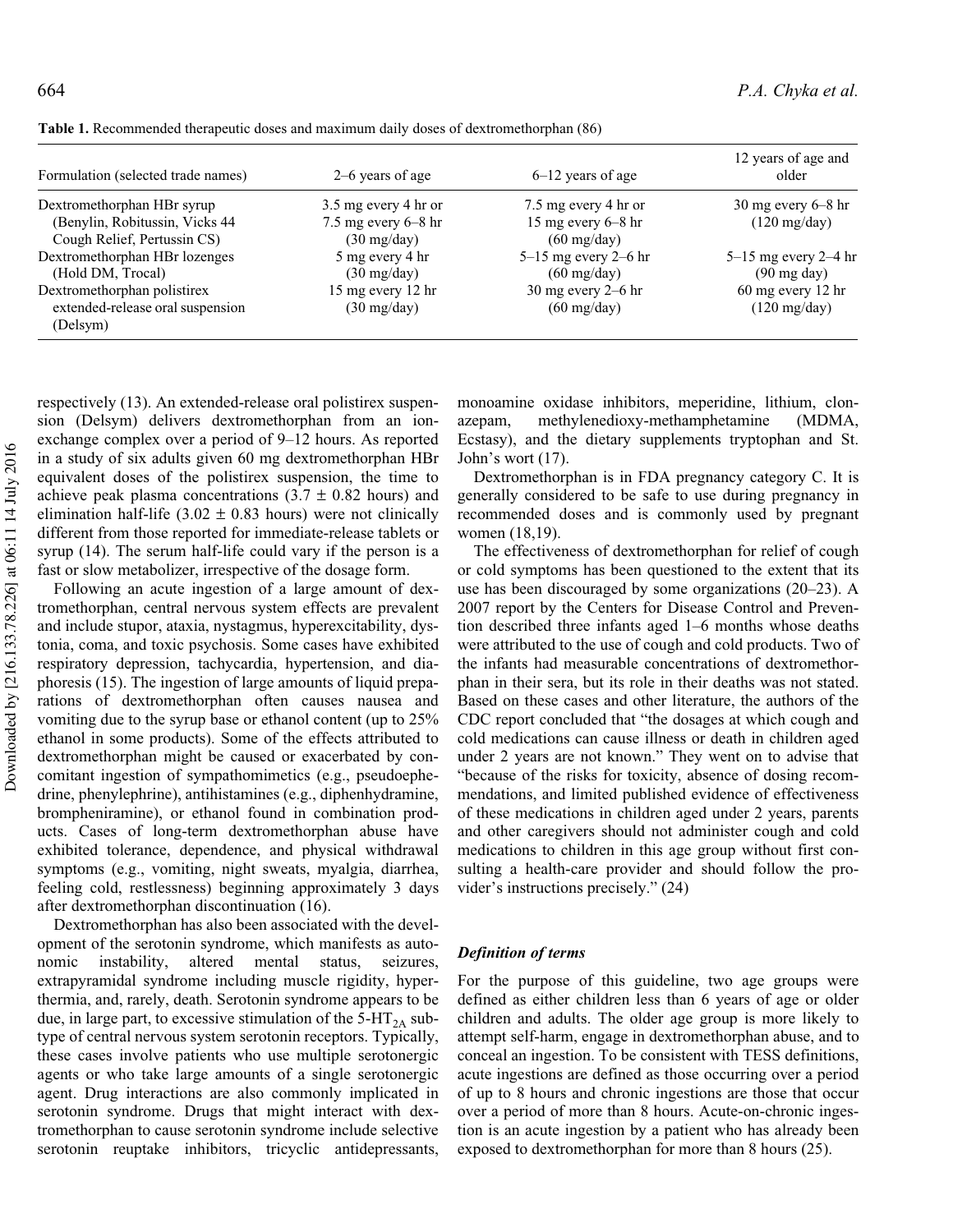**Table 1.** Recommended therapeutic doses and maximum daily doses of dextromethorphan (86)

| Formulation (selected trade names) | 2–6 years of age | 6–12 years of age | 12 years of age and older |
|---|---|---|---|
| Dextromethorphan HBr syrup (Benylin, Robitussin, Vicks 44 Cough Relief, Pertussin CS) | 3.5 mg every 4 hr or 7.5 mg every 6–8 hr (30 mg/day) | 7.5 mg every 4 hr or 15 mg every 6–8 hr (60 mg/day) | 30 mg every 6–8 hr (120 mg/day) |
| Dextromethorphan HBr lozenges (Hold DM, Trocal) | 5 mg every 4 hr (30 mg/day) | 5–15 mg every 2–6 hr (60 mg/day) | 5–15 mg every 2–4 hr (90 mg day) |
| Dextromethorphan polistirex extended-release oral suspension (Delsym) | 15 mg every 12 hr (30 mg/day) | 30 mg every 2–6 hr (60 mg/day) | 60 mg every 12 hr (120 mg/day) |

respectively (13). An extended-release oral polistirex suspension (Delsym) delivers dextromethorphan from an ion-exchange complex over a period of 9–12 hours. As reported in a study of six adults given 60 mg dextromethorphan HBr equivalent doses of the polistirex suspension, the time to achieve peak plasma concentrations (3.7 ± 0.82 hours) and elimination half-life (3.02 ± 0.83 hours) were not clinically different from those reported for immediate-release tablets or syrup (14). The serum half-life could vary if the person is a fast or slow metabolizer, irrespective of the dosage form.

Following an acute ingestion of a large amount of dextromethorphan, central nervous system effects are prevalent and include stupor, ataxia, nystagmus, hyperexcitability, dystonia, coma, and toxic psychosis. Some cases have exhibited respiratory depression, tachycardia, hypertension, and diaphoresis (15). The ingestion of large amounts of liquid preparations of dextromethorphan often causes nausea and vomiting due to the syrup base or ethanol content (up to 25% ethanol in some products). Some of the effects attributed to dextromethorphan might be caused or exacerbated by concomitant ingestion of sympathomimetics (e.g., pseudoephedrine, phenylephrine), antihistamines (e.g., diphenhydramine, brompheniramine), or ethanol found in combination products. Cases of long-term dextromethorphan abuse have exhibited tolerance, dependence, and physical withdrawal symptoms (e.g., vomiting, night sweats, myalgia, diarrhea, feeling cold, restlessness) beginning approximately 3 days after dextromethorphan discontinuation (16).

Dextromethorphan has also been associated with the development of the serotonin syndrome, which manifests as autonomic instability, altered mental status, seizures, extrapyramidal syndrome including muscle rigidity, hyperthermia, and, rarely, death. Serotonin syndrome appears to be due, in large part, to excessive stimulation of the $5\text{-HT}_{2A}$ subtype of central nervous system serotonin receptors. Typically, these cases involve patients who use multiple serotonergic agents or who take large amounts of a single serotonergic agent. Drug interactions are also commonly implicated in serotonin syndrome. Drugs that might interact with dextromethorphan to cause serotonin syndrome include selective serotonin reuptake inhibitors, tricyclic antidepressants, monoamine oxidase inhibitors, meperidine, lithium, clonazepam, methylenedioxy-methamphetamine (MDMA, Ecstasy), and the dietary supplements tryptophan and St. John's wort (17).

Dextromethorphan is in FDA pregnancy category C. It is generally considered to be safe to use during pregnancy in recommended doses and is commonly used by pregnant women (18,19).

The effectiveness of dextromethorphan for relief of cough or cold symptoms has been questioned to the extent that its use has been discouraged by some organizations (20–23). A 2007 report by the Centers for Disease Control and Prevention described three infants aged 1–6 months whose deaths were attributed to the use of cough and cold products. Two of the infants had measurable concentrations of dextromethorphan in their sera, but its role in their deaths was not stated. Based on these cases and other literature, the authors of the CDC report concluded that "the dosages at which cough and cold medications can cause illness or death in children aged under 2 years are not known." They went on to advise that "because of the risks for toxicity, absence of dosing recommendations, and limited published evidence of effectiveness of these medications in children aged under 2 years, parents and other caregivers should not administer cough and cold medications to children in this age group without first consulting a health-care provider and should follow the provider's instructions precisely." (24)

### *Definition of terms*

For the purpose of this guideline, two age groups were defined as either children less than 6 years of age or older children and adults. The older age group is more likely to attempt self-harm, engage in dextromethorphan abuse, and to conceal an ingestion. To be consistent with TESS definitions, acute ingestions are defined as those occurring over a period of up to 8 hours and chronic ingestions are those that occur over a period of more than 8 hours. Acute-on-chronic ingestion is an acute ingestion by a patient who has already been exposed to dextromethorphan for more than 8 hours (25).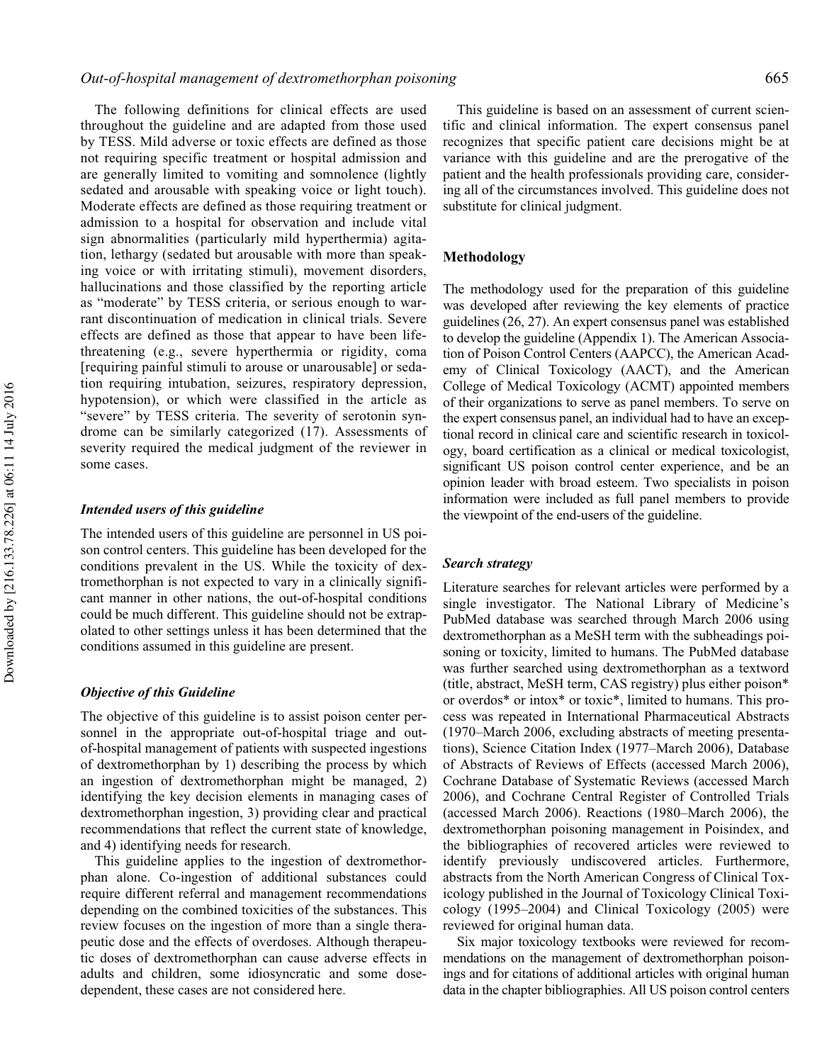The following definitions for clinical effects are used throughout the guideline and are adapted from those used by TESS. Mild adverse or toxic effects are defined as those not requiring specific treatment or hospital admission and are generally limited to vomiting and somnolence (lightly sedated and arousable with speaking voice or light touch). Moderate effects are defined as those requiring treatment or admission to a hospital for observation and include vital sign abnormalities (particularly mild hyperthermia) agitation, lethargy (sedated but arousable with more than speaking voice or with irritating stimuli), movement disorders, hallucinations and those classified by the reporting article as "moderate" by TESS criteria, or serious enough to warrant discontinuation of medication in clinical trials. Severe effects are defined as those that appear to have been life-threatening (e.g., severe hyperthermia or rigidity, coma [requiring painful stimuli to arouse or unarousable] or sedation requiring intubation, seizures, respiratory depression, hypotension), or which were classified in the article as "severe" by TESS criteria. The severity of serotonin syndrome can be similarly categorized (17). Assessments of severity required the medical judgment of the reviewer in some cases.

### *Intended users of this guideline*

The intended users of this guideline are personnel in US poison control centers. This guideline has been developed for the conditions prevalent in the US. While the toxicity of dextromethorphan is not expected to vary in a clinically significant manner in other nations, the out-of-hospital conditions could be much different. This guideline should not be extrapolated to other settings unless it has been determined that the conditions assumed in this guideline are present.

### *Objective of this Guideline*

The objective of this guideline is to assist poison center personnel in the appropriate out-of-hospital triage and out-of-hospital management of patients with suspected ingestions of dextromethorphan by 1) describing the process by which an ingestion of dextromethorphan might be managed, 2) identifying the key decision elements in managing cases of dextromethorphan ingestion, 3) providing clear and practical recommendations that reflect the current state of knowledge, and 4) identifying needs for research.

This guideline applies to the ingestion of dextromethorphan alone. Co-ingestion of additional substances could require different referral and management recommendations depending on the combined toxicities of the substances. This review focuses on the ingestion of more than a single therapeutic dose and the effects of overdoses. Although therapeutic doses of dextromethorphan can cause adverse effects in adults and children, some idiosyncratic and some dose-dependent, these cases are not considered here.

This guideline is based on an assessment of current scientific and clinical information. The expert consensus panel recognizes that specific patient care decisions might be at variance with this guideline and are the prerogative of the patient and the health professionals providing care, considering all of the circumstances involved. This guideline does not substitute for clinical judgment.

## Methodology

The methodology used for the preparation of this guideline was developed after reviewing the key elements of practice guidelines (26, 27). An expert consensus panel was established to develop the guideline (Appendix 1). The American Association of Poison Control Centers (AAPCC), the American Academy of Clinical Toxicology (AACT), and the American College of Medical Toxicology (ACMT) appointed members of their organizations to serve as panel members. To serve on the expert consensus panel, an individual had to have an exceptional record in clinical care and scientific research in toxicology, board certification as a clinical or medical toxicologist, significant US poison control center experience, and be an opinion leader with broad esteem. Two specialists in poison information were included as full panel members to provide the viewpoint of the end-users of the guideline.

### *Search strategy*

Literature searches for relevant articles were performed by a single investigator. The National Library of Medicine's PubMed database was searched through March 2006 using dextromethorphan as a MeSH term with the subheadings poisoning or toxicity, limited to humans. The PubMed database was further searched using dextromethorphan as a textword (title, abstract, MeSH term, CAS registry) plus either poison* or overdos* or intox* or toxic*, limited to humans. This process was repeated in International Pharmaceutical Abstracts (1970–March 2006, excluding abstracts of meeting presentations), Science Citation Index (1977–March 2006), Database of Abstracts of Reviews of Effects (accessed March 2006), Cochrane Database of Systematic Reviews (accessed March 2006), and Cochrane Central Register of Controlled Trials (accessed March 2006). Reactions (1980–March 2006), the dextromethorphan poisoning management in Poisindex, and the bibliographies of recovered articles were reviewed to identify previously undiscovered articles. Furthermore, abstracts from the North American Congress of Clinical Toxicology published in the Journal of Toxicology Clinical Toxicology (1995–2004) and Clinical Toxicology (2005) were reviewed for original human data.

Six major toxicology textbooks were reviewed for recommendations on the management of dextromethorphan poisonings and for citations of additional articles with original human data in the chapter bibliographies. All US poison control centers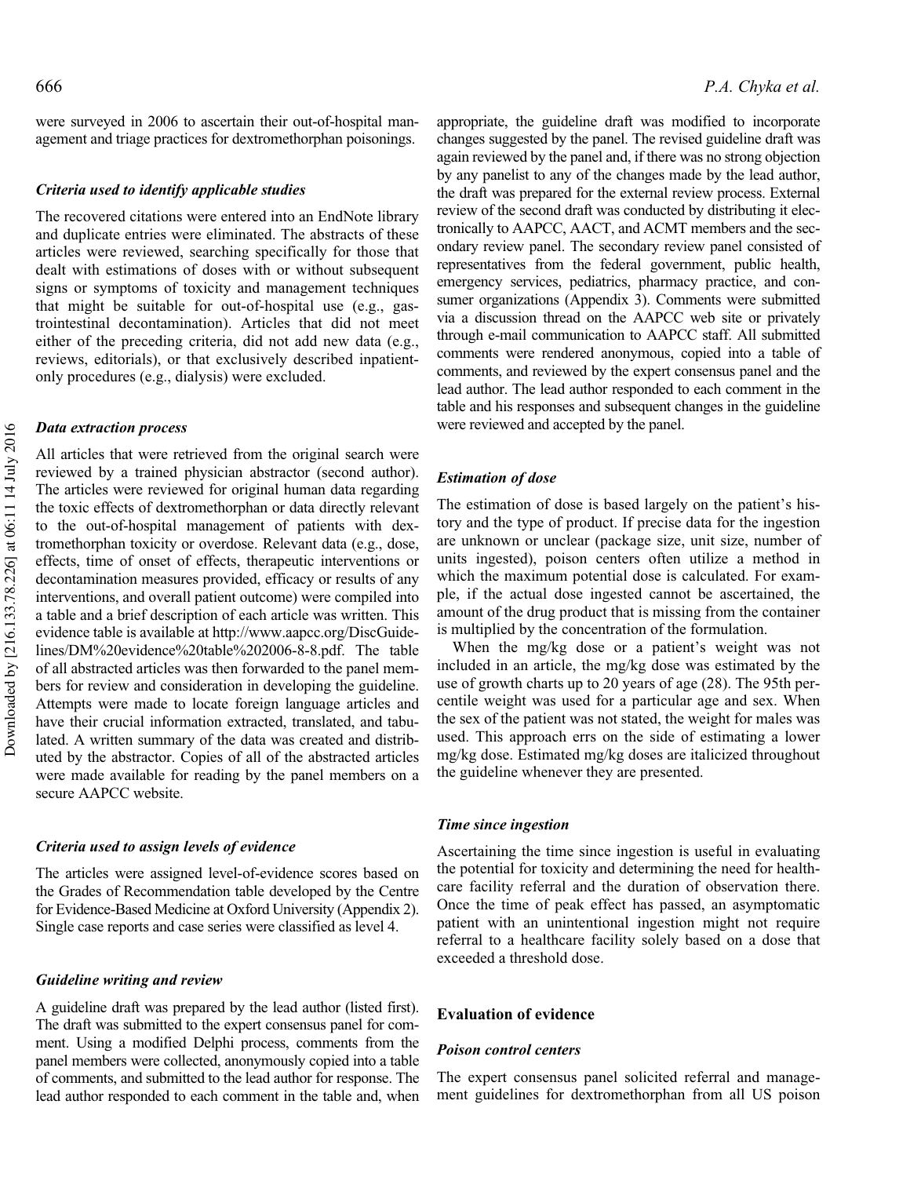were surveyed in 2006 to ascertain their out-of-hospital management and triage practices for dextromethorphan poisonings.

### *Criteria used to identify applicable studies*

The recovered citations were entered into an EndNote library and duplicate entries were eliminated. The abstracts of these articles were reviewed, searching specifically for those that dealt with estimations of doses with or without subsequent signs or symptoms of toxicity and management techniques that might be suitable for out-of-hospital use (e.g., gastrointestinal decontamination). Articles that did not meet either of the preceding criteria, did not add new data (e.g., reviews, editorials), or that exclusively described inpatient-only procedures (e.g., dialysis) were excluded.

### *Data extraction process*

All articles that were retrieved from the original search were reviewed by a trained physician abstractor (second author). The articles were reviewed for original human data regarding the toxic effects of dextromethorphan or data directly relevant to the out-of-hospital management of patients with dextromethorphan toxicity or overdose. Relevant data (e.g., dose, effects, time of onset of effects, therapeutic interventions or decontamination measures provided, efficacy or results of any interventions, and overall patient outcome) were compiled into a table and a brief description of each article was written. This evidence table is available at http://www.aapcc.org/DiscGuidelines/DM%20evidence%20table%202006-8-8.pdf. The table of all abstracted articles was then forwarded to the panel members for review and consideration in developing the guideline. Attempts were made to locate foreign language articles and have their crucial information extracted, translated, and tabulated. A written summary of the data was created and distributed by the abstractor. Copies of all of the abstracted articles were made available for reading by the panel members on a secure AAPCC website.

### *Criteria used to assign levels of evidence*

The articles were assigned level-of-evidence scores based on the Grades of Recommendation table developed by the Centre for Evidence-Based Medicine at Oxford University (Appendix 2). Single case reports and case series were classified as level 4.

### *Guideline writing and review*

A guideline draft was prepared by the lead author (listed first). The draft was submitted to the expert consensus panel for comment. Using a modified Delphi process, comments from the panel members were collected, anonymously copied into a table of comments, and submitted to the lead author for response. The lead author responded to each comment in the table and, when appropriate, the guideline draft was modified to incorporate changes suggested by the panel. The revised guideline draft was again reviewed by the panel and, if there was no strong objection by any panelist to any of the changes made by the lead author, the draft was prepared for the external review process. External review of the second draft was conducted by distributing it electronically to AAPCC, AACT, and ACMT members and the secondary review panel. The secondary review panel consisted of representatives from the federal government, public health, emergency services, pediatrics, pharmacy practice, and consumer organizations (Appendix 3). Comments were submitted via a discussion thread on the AAPCC web site or privately through e-mail communication to AAPCC staff. All submitted comments were rendered anonymous, copied into a table of comments, and reviewed by the expert consensus panel and the lead author. The lead author responded to each comment in the table and his responses and subsequent changes in the guideline were reviewed and accepted by the panel.

### *Estimation of dose*

The estimation of dose is based largely on the patient's history and the type of product. If precise data for the ingestion are unknown or unclear (package size, unit size, number of units ingested), poison centers often utilize a method in which the maximum potential dose is calculated. For example, if the actual dose ingested cannot be ascertained, the amount of the drug product that is missing from the container is multiplied by the concentration of the formulation.

When the mg/kg dose or a patient's weight was not included in an article, the mg/kg dose was estimated by the use of growth charts up to 20 years of age (28). The 95th percentile weight was used for a particular age and sex. When the sex of the patient was not stated, the weight for males was used. This approach errs on the side of estimating a lower mg/kg dose. Estimated mg/kg doses are italicized throughout the guideline whenever they are presented.

### *Time since ingestion*

Ascertaining the time since ingestion is useful in evaluating the potential for toxicity and determining the need for healthcare facility referral and the duration of observation there. Once the time of peak effect has passed, an asymptomatic patient with an unintentional ingestion might not require referral to a healthcare facility solely based on a dose that exceeded a threshold dose.

## Evaluation of evidence

### *Poison control centers*

The expert consensus panel solicited referral and management guidelines for dextromethorphan from all US poison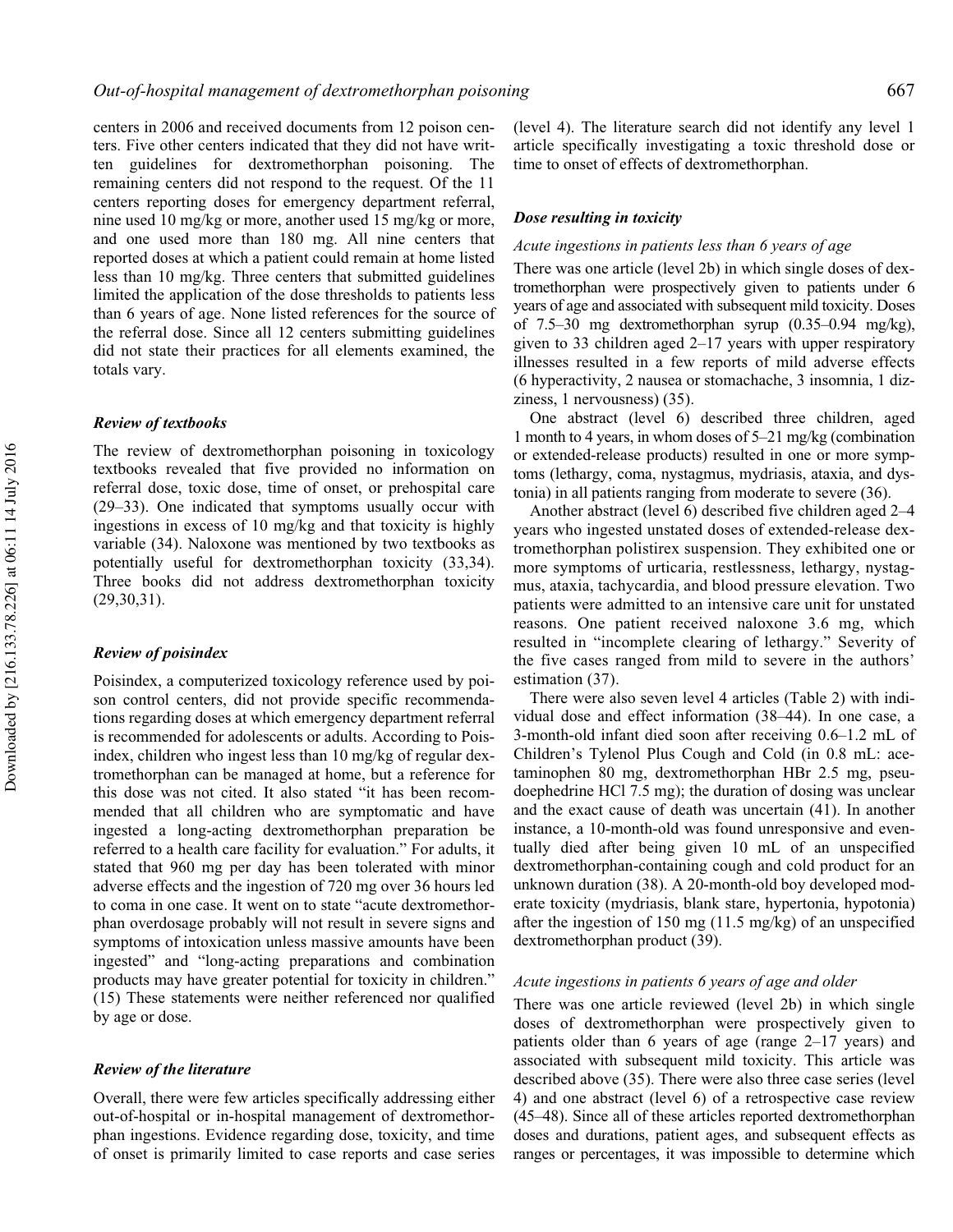centers in 2006 and received documents from 12 poison centers. Five other centers indicated that they did not have written guidelines for dextromethorphan poisoning. The remaining centers did not respond to the request. Of the 11 centers reporting doses for emergency department referral, nine used 10 mg/kg or more, another used 15 mg/kg or more, and one used more than 180 mg. All nine centers that reported doses at which a patient could remain at home listed less than 10 mg/kg. Three centers that submitted guidelines limited the application of the dose thresholds to patients less than 6 years of age. None listed references for the source of the referral dose. Since all 12 centers submitting guidelines did not state their practices for all elements examined, the totals vary.

### *Review of textbooks*

The review of dextromethorphan poisoning in toxicology textbooks revealed that five provided no information on referral dose, toxic dose, time of onset, or prehospital care (29–33). One indicated that symptoms usually occur with ingestions in excess of 10 mg/kg and that toxicity is highly variable (34). Naloxone was mentioned by two textbooks as potentially useful for dextromethorphan toxicity (33,34). Three books did not address dextromethorphan toxicity (29,30,31).

### *Review of poisindex*

Poisindex, a computerized toxicology reference used by poison control centers, did not provide specific recommendations regarding doses at which emergency department referral is recommended for adolescents or adults. According to Poisindex, children who ingest less than 10 mg/kg of regular dextromethorphan can be managed at home, but a reference for this dose was not cited. It also stated "it has been recommended that all children who are symptomatic and have ingested a long-acting dextromethorphan preparation be referred to a health care facility for evaluation." For adults, it stated that 960 mg per day has been tolerated with minor adverse effects and the ingestion of 720 mg over 36 hours led to coma in one case. It went on to state "acute dextromethorphan overdosage probably will not result in severe signs and symptoms of intoxication unless massive amounts have been ingested" and "long-acting preparations and combination products may have greater potential for toxicity in children." (15) These statements were neither referenced nor qualified by age or dose.

### *Review of the literature*

Overall, there were few articles specifically addressing either out-of-hospital or in-hospital management of dextromethorphan ingestions. Evidence regarding dose, toxicity, and time of onset is primarily limited to case reports and case series (level 4). The literature search did not identify any level 1 article specifically investigating a toxic threshold dose or time to onset of effects of dextromethorphan.

### *Dose resulting in toxicity*

#### *Acute ingestions in patients less than 6 years of age*

There was one article (level 2b) in which single doses of dextromethorphan were prospectively given to patients under 6 years of age and associated with subsequent mild toxicity. Doses of 7.5–30 mg dextromethorphan syrup (0.35–0.94 mg/kg), given to 33 children aged 2–17 years with upper respiratory illnesses resulted in a few reports of mild adverse effects (6 hyperactivity, 2 nausea or stomachache, 3 insomnia, 1 dizziness, 1 nervousness) (35).

One abstract (level 6) described three children, aged 1 month to 4 years, in whom doses of 5–21 mg/kg (combination or extended-release products) resulted in one or more symptoms (lethargy, coma, nystagmus, mydriasis, ataxia, and dystonia) in all patients ranging from moderate to severe (36).

Another abstract (level 6) described five children aged 2–4 years who ingested unstated doses of extended-release dextromethorphan polistirex suspension. They exhibited one or more symptoms of urticaria, restlessness, lethargy, nystagmus, ataxia, tachycardia, and blood pressure elevation. Two patients were admitted to an intensive care unit for unstated reasons. One patient received naloxone 3.6 mg, which resulted in "incomplete clearing of lethargy." Severity of the five cases ranged from mild to severe in the authors' estimation (37).

There were also seven level 4 articles (Table 2) with individual dose and effect information (38–44). In one case, a 3-month-old infant died soon after receiving 0.6–1.2 mL of Children's Tylenol Plus Cough and Cold (in 0.8 mL: acetaminophen 80 mg, dextromethorphan HBr 2.5 mg, pseudoephedrine HCl 7.5 mg); the duration of dosing was unclear and the exact cause of death was uncertain (41). In another instance, a 10-month-old was found unresponsive and eventually died after being given 10 mL of an unspecified dextromethorphan-containing cough and cold product for an unknown duration (38). A 20-month-old boy developed moderate toxicity (mydriasis, blank stare, hypertonia, hypotonia) after the ingestion of 150 mg (11.5 mg/kg) of an unspecified dextromethorphan product (39).

#### *Acute ingestions in patients 6 years of age and older*

There was one article reviewed (level 2b) in which single doses of dextromethorphan were prospectively given to patients older than 6 years of age (range 2–17 years) and associated with subsequent mild toxicity. This article was described above (35). There were also three case series (level 4) and one abstract (level 6) of a retrospective case review (45–48). Since all of these articles reported dextromethorphan doses and durations, patient ages, and subsequent effects as ranges or percentages, it was impossible to determine which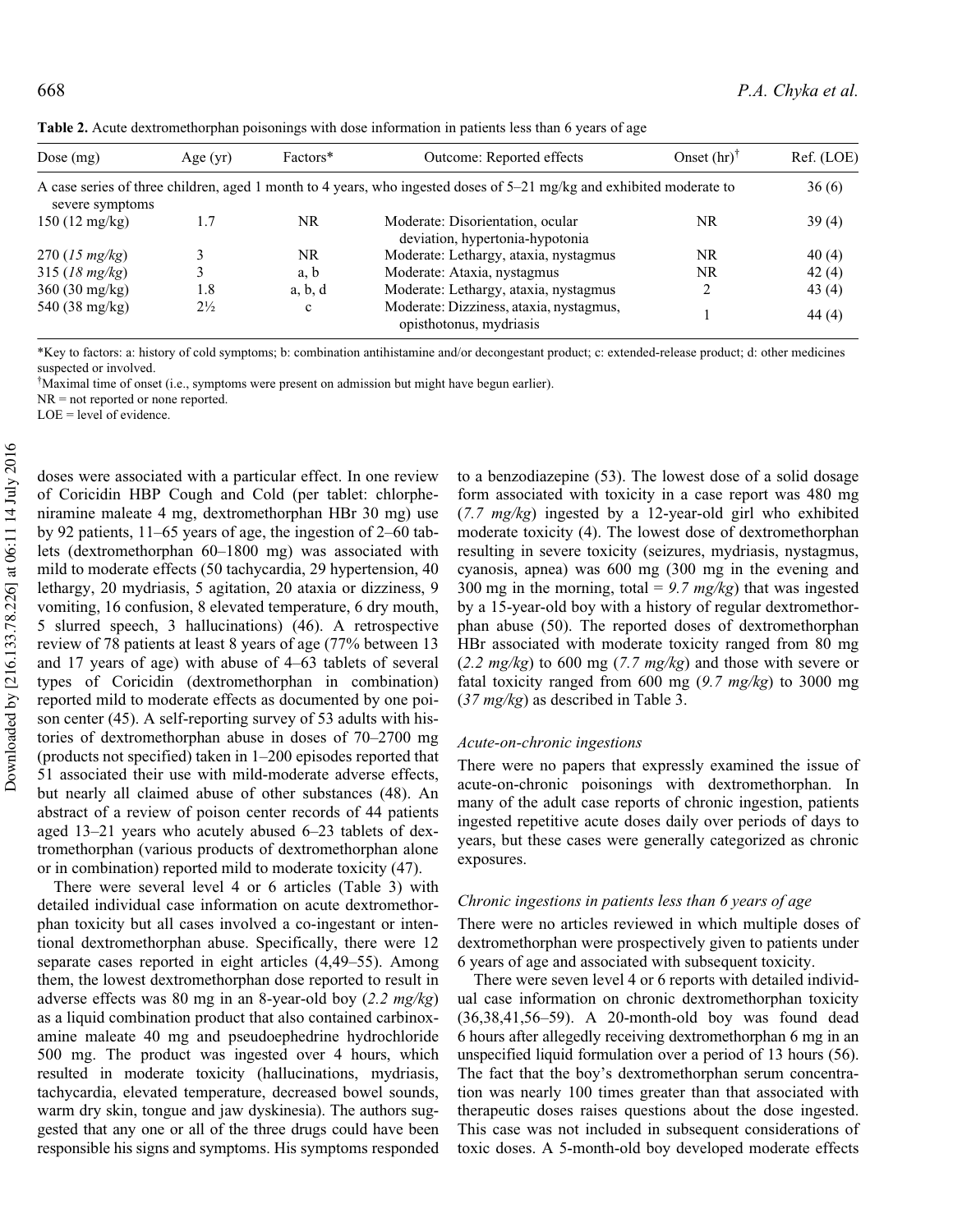**Table 2.** Acute dextromethorphan poisonings with dose information in patients less than 6 years of age

| Dose (mg) | Age (yr) | Factors* | Outcome: Reported effects | Onset (hr)[†] | Ref. (LOE) |
|---|---|---|---|---|---|
| A case series of three children, aged 1 month to 4 years, who ingested doses of 5–21 mg/kg and exhibited moderate to severe symptoms | | | | | 36 (6) |
| 150 (12 mg/kg) | 1.7 | NR | Moderate: Disorientation, ocular deviation, hypertonia-hypotonia | NR | 39 (4) |
| 270 (*15 mg/kg*) | 3 | NR | Moderate: Lethargy, ataxia, nystagmus | NR | 40 (4) |
| 315 (*18 mg/kg*) | 3 | a, b | Moderate: Ataxia, nystagmus | NR | 42 (4) |
| 360 (30 mg/kg) | 1.8 | a, b, d | Moderate: Lethargy, ataxia, nystagmus | 2 | 43 (4) |
| 540 (38 mg/kg) | 2½ | c | Moderate: Dizziness, ataxia, nystagmus, opisthotonus, mydriasis | 1 | 44 (4) |

*Key to factors: a: history of cold symptoms; b: combination antihistamine and/or decongestant product; c: extended-release product; d: other medicines suspected or involved.

[†]Maximal time of onset (i.e., symptoms were present on admission but might have begun earlier).

NR = not reported or none reported.

LOE = level of evidence.

doses were associated with a particular effect. In one review of Coricidin HBP Cough and Cold (per tablet: chlorpheniramine maleate 4 mg, dextromethorphan HBr 30 mg) use by 92 patients, 11–65 years of age, the ingestion of 2–60 tablets (dextromethorphan 60–1800 mg) was associated with mild to moderate effects (50 tachycardia, 29 hypertension, 40 lethargy, 20 mydriasis, 5 agitation, 20 ataxia or dizziness, 9 vomiting, 16 confusion, 8 elevated temperature, 6 dry mouth, 5 slurred speech, 3 hallucinations) (46). A retrospective review of 78 patients at least 8 years of age (77% between 13 and 17 years of age) with abuse of 4–63 tablets of several types of Coricidin (dextromethorphan in combination) reported mild to moderate effects as documented by one poison center (45). A self-reporting survey of 53 adults with histories of dextromethorphan abuse in doses of 70–2700 mg (products not specified) taken in 1–200 episodes reported that 51 associated their use with mild-moderate adverse effects, but nearly all claimed abuse of other substances (48). An abstract of a review of poison center records of 44 patients aged 13–21 years who acutely abused 6–23 tablets of dextromethorphan (various products of dextromethorphan alone or in combination) reported mild to moderate toxicity (47).

There were several level 4 or 6 articles (Table 3) with detailed individual case information on acute dextromethorphan toxicity but all cases involved a co-ingestant or intentional dextromethorphan abuse. Specifically, there were 12 separate cases reported in eight articles (4,49–55). Among them, the lowest dextromethorphan dose reported to result in adverse effects was 80 mg in an 8-year-old boy (*2.2 mg/kg*) as a liquid combination product that also contained carbinoxamine maleate 40 mg and pseudoephedrine hydrochloride 500 mg. The product was ingested over 4 hours, which resulted in moderate toxicity (hallucinations, mydriasis, tachycardia, elevated temperature, decreased bowel sounds, warm dry skin, tongue and jaw dyskinesia). The authors suggested that any one or all of the three drugs could have been responsible his signs and symptoms. His symptoms responded to a benzodiazepine (53). The lowest dose of a solid dosage form associated with toxicity in a case report was 480 mg (*7.7 mg/kg*) ingested by a 12-year-old girl who exhibited moderate toxicity (4). The lowest dose of dextromethorphan resulting in severe toxicity (seizures, mydriasis, nystagmus, cyanosis, apnea) was 600 mg (300 mg in the evening and 300 mg in the morning, total = *9.7 mg/kg*) that was ingested by a 15-year-old boy with a history of regular dextromethorphan abuse (50). The reported doses of dextromethorphan HBr associated with moderate toxicity ranged from 80 mg (*2.2 mg/kg*) to 600 mg (*7.7 mg/kg*) and those with severe or fatal toxicity ranged from 600 mg (*9.7 mg/kg*) to 3000 mg (*37 mg/kg*) as described in Table 3.

### *Acute-on-chronic ingestions*

There were no papers that expressly examined the issue of acute-on-chronic poisonings with dextromethorphan. In many of the adult case reports of chronic ingestion, patients ingested repetitive acute doses daily over periods of days to years, but these cases were generally categorized as chronic exposures.

### *Chronic ingestions in patients less than 6 years of age*

There were no articles reviewed in which multiple doses of dextromethorphan were prospectively given to patients under 6 years of age and associated with subsequent toxicity.

There were seven level 4 or 6 reports with detailed individual case information on chronic dextromethorphan toxicity (36,38,41,56–59). A 20-month-old boy was found dead 6 hours after allegedly receiving dextromethorphan 6 mg in an unspecified liquid formulation over a period of 13 hours (56). The fact that the boy's dextromethorphan serum concentration was nearly 100 times greater than that associated with therapeutic doses raises questions about the dose ingested. This case was not included in subsequent considerations of toxic doses. A 5-month-old boy developed moderate effects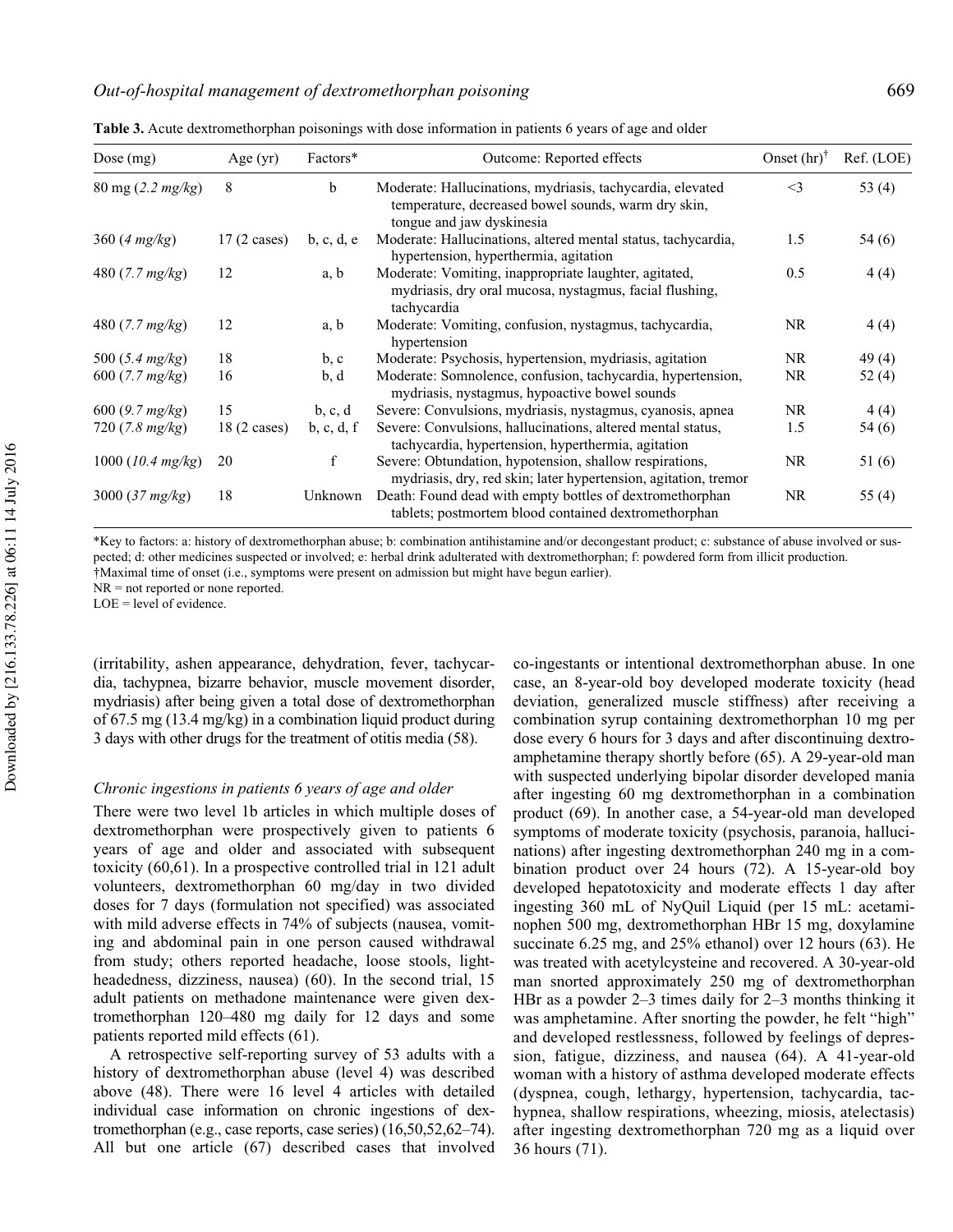**Table 3.** Acute dextromethorphan poisonings with dose information in patients 6 years of age and older

| Dose (mg) | Age (yr) | Factors* | Outcome: Reported effects | Onset (hr)† | Ref. (LOE) |
|---|---|---|---|---|---|
| 80 mg (*2.2 mg/kg*) | 8 | b | Moderate: Hallucinations, mydriasis, tachycardia, elevated temperature, decreased bowel sounds, warm dry skin, tongue and jaw dyskinesia | <3 | 53 (4) |
| 360 (*4 mg/kg*) | 17 (2 cases) | b, c, d, e | Moderate: Hallucinations, altered mental status, tachycardia, hypertension, hyperthermia, agitation | 1.5 | 54 (6) |
| 480 (*7.7 mg/kg*) | 12 | a, b | Moderate: Vomiting, inappropriate laughter, agitated, mydriasis, dry oral mucosa, nystagmus, facial flushing, tachycardia | 0.5 | 4 (4) |
| 480 (*7.7 mg/kg*) | 12 | a, b | Moderate: Vomiting, confusion, nystagmus, tachycardia, hypertension | NR | 4 (4) |
| 500 (*5.4 mg/kg*) | 18 | b, c | Moderate: Psychosis, hypertension, mydriasis, agitation | NR | 49 (4) |
| 600 (*7.7 mg/kg*) | 16 | b, d | Moderate: Somnolence, confusion, tachycardia, hypertension, mydriasis, nystagmus, hypoactive bowel sounds | NR | 52 (4) |
| 600 (*9.7 mg/kg*) | 15 | b, c, d | Severe: Convulsions, mydriasis, nystagmus, cyanosis, apnea | NR | 4 (4) |
| 720 (*7.8 mg/kg*) | 18 (2 cases) | b, c, d, f | Severe: Convulsions, hallucinations, altered mental status, tachycardia, hypertension, hyperthermia, agitation | 1.5 | 54 (6) |
| 1000 (*10.4 mg/kg*) | 20 | f | Severe: Obtundation, hypotension, shallow respirations, mydriasis, dry, red skin; later hypertension, agitation, tremor | NR | 51 (6) |
| 3000 (*37 mg/kg*) | 18 | Unknown | Death: Found dead with empty bottles of dextromethorphan tablets; postmortem blood contained dextromethorphan | NR | 55 (4) |

*Key to factors: a: history of dextromethorphan abuse; b: combination antihistamine and/or decongestant product; c: substance of abuse involved or suspected; d: other medicines suspected or involved; e: herbal drink adulterated with dextromethorphan; f: powdered form from illicit production.
†Maximal time of onset (i.e., symptoms were present on admission but might have begun earlier).
NR = not reported or none reported.
LOE = level of evidence.

(irritability, ashen appearance, dehydration, fever, tachycardia, tachypnea, bizarre behavior, muscle movement disorder, mydriasis) after being given a total dose of dextromethorphan of 67.5 mg (13.4 mg/kg) in a combination liquid product during 3 days with other drugs for the treatment of otitis media (58).

### *Chronic ingestions in patients 6 years of age and older*

There were two level 1b articles in which multiple doses of dextromethorphan were prospectively given to patients 6 years of age and older and associated with subsequent toxicity (60,61). In a prospective controlled trial in 121 adult volunteers, dextromethorphan 60 mg/day in two divided doses for 7 days (formulation not specified) was associated with mild adverse effects in 74% of subjects (nausea, vomiting and abdominal pain in one person caused withdrawal from study; others reported headache, loose stools, lightheadedness, dizziness, nausea) (60). In the second trial, 15 adult patients on methadone maintenance were given dextromethorphan 120–480 mg daily for 12 days and some patients reported mild effects (61).

A retrospective self-reporting survey of 53 adults with a history of dextromethorphan abuse (level 4) was described above (48). There were 16 level 4 articles with detailed individual case information on chronic ingestions of dextromethorphan (e.g., case reports, case series) (16,50,52,62–74). All but one article (67) described cases that involved co-ingestants or intentional dextromethorphan abuse. In one case, an 8-year-old boy developed moderate toxicity (head deviation, generalized muscle stiffness) after receiving a combination syrup containing dextromethorphan 10 mg per dose every 6 hours for 3 days and after discontinuing dextroamphetamine therapy shortly before (65). A 29-year-old man with suspected underlying bipolar disorder developed mania after ingesting 60 mg dextromethorphan in a combination product (69). In another case, a 54-year-old man developed symptoms of moderate toxicity (psychosis, paranoia, hallucinations) after ingesting dextromethorphan 240 mg in a combination product over 24 hours (72). A 15-year-old boy developed hepatotoxicity and moderate effects 1 day after ingesting 360 mL of NyQuil Liquid (per 15 mL: acetaminophen 500 mg, dextromethorphan HBr 15 mg, doxylamine succinate 6.25 mg, and 25% ethanol) over 12 hours (63). He was treated with acetylcysteine and recovered. A 30-year-old man snorted approximately 250 mg of dextromethorphan HBr as a powder 2–3 times daily for 2–3 months thinking it was amphetamine. After snorting the powder, he felt "high" and developed restlessness, followed by feelings of depression, fatigue, dizziness, and nausea (64). A 41-year-old woman with a history of asthma developed moderate effects (dyspnea, cough, lethargy, hypertension, tachycardia, tachypnea, shallow respirations, wheezing, miosis, atelectasis) after ingesting dextromethorphan 720 mg as a liquid over 36 hours (71).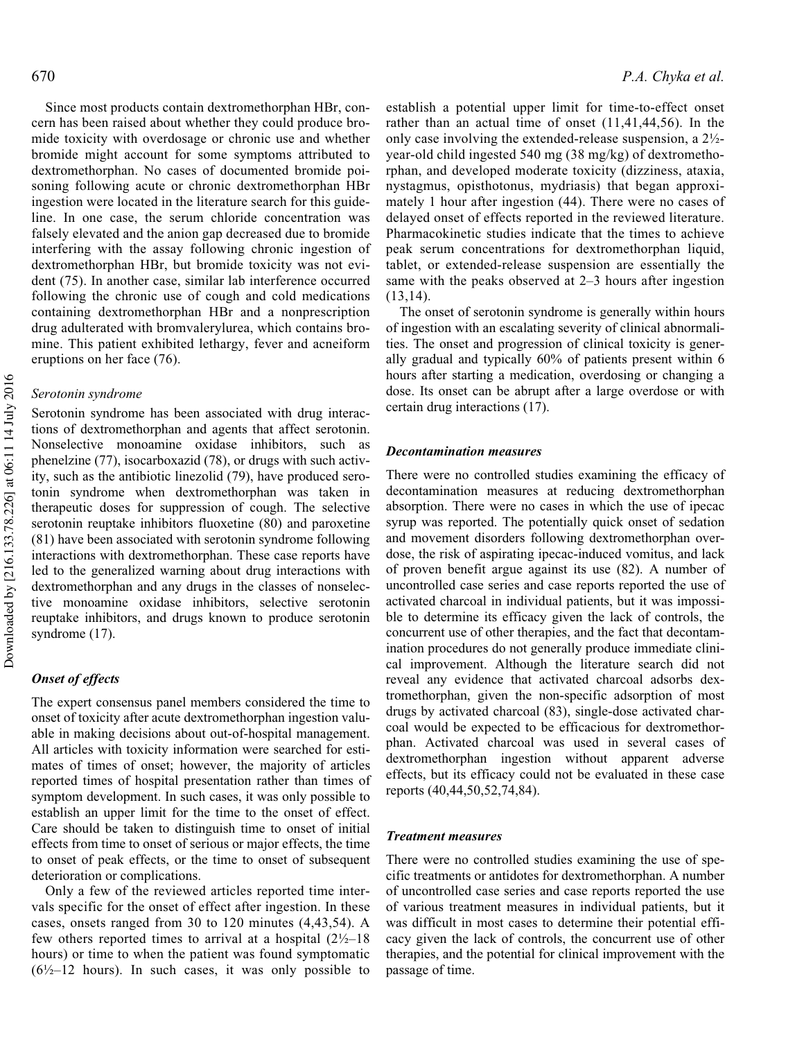Since most products contain dextromethorphan HBr, concern has been raised about whether they could produce bromide toxicity with overdosage or chronic use and whether bromide might account for some symptoms attributed to dextromethorphan. No cases of documented bromide poisoning following acute or chronic dextromethorphan HBr ingestion were located in the literature search for this guideline. In one case, the serum chloride concentration was falsely elevated and the anion gap decreased due to bromide interfering with the assay following chronic ingestion of dextromethorphan HBr, but bromide toxicity was not evident (75). In another case, similar lab interference occurred following the chronic use of cough and cold medications containing dextromethorphan HBr and a nonprescription drug adulterated with bromvalerylurea, which contains bromine. This patient exhibited lethargy, fever and acneiform eruptions on her face (76).

*Serotonin syndrome*

Serotonin syndrome has been associated with drug interactions of dextromethorphan and agents that affect serotonin. Nonselective monoamine oxidase inhibitors, such as phenelzine (77), isocarboxazid (78), or drugs with such activity, such as the antibiotic linezolid (79), have produced serotonin syndrome when dextromethorphan was taken in therapeutic doses for suppression of cough. The selective serotonin reuptake inhibitors fluoxetine (80) and paroxetine (81) have been associated with serotonin syndrome following interactions with dextromethorphan. These case reports have led to the generalized warning about drug interactions with dextromethorphan and any drugs in the classes of nonselective monoamine oxidase inhibitors, selective serotonin reuptake inhibitors, and drugs known to produce serotonin syndrome (17).

### *Onset of effects*

The expert consensus panel members considered the time to onset of toxicity after acute dextromethorphan ingestion valuable in making decisions about out-of-hospital management. All articles with toxicity information were searched for estimates of times of onset; however, the majority of articles reported times of hospital presentation rather than times of symptom development. In such cases, it was only possible to establish an upper limit for the time to the onset of effect. Care should be taken to distinguish time to onset of initial effects from time to onset of serious or major effects, the time to onset of peak effects, or the time to onset of subsequent deterioration or complications.

Only a few of the reviewed articles reported time intervals specific for the onset of effect after ingestion. In these cases, onsets ranged from 30 to 120 minutes (4,43,54). A few others reported times to arrival at a hospital (2½–18 hours) or time to when the patient was found symptomatic (6½–12 hours). In such cases, it was only possible to establish a potential upper limit for time-to-effect onset rather than an actual time of onset (11,41,44,56). In the only case involving the extended-release suspension, a 2½-year-old child ingested 540 mg (38 mg/kg) of dextromethorphan, and developed moderate toxicity (dizziness, ataxia, nystagmus, opisthotonus, mydriasis) that began approximately 1 hour after ingestion (44). There were no cases of delayed onset of effects reported in the reviewed literature. Pharmacokinetic studies indicate that the times to achieve peak serum concentrations for dextromethorphan liquid, tablet, or extended-release suspension are essentially the same with the peaks observed at 2–3 hours after ingestion (13,14).

The onset of serotonin syndrome is generally within hours of ingestion with an escalating severity of clinical abnormalities. The onset and progression of clinical toxicity is generally gradual and typically 60% of patients present within 6 hours after starting a medication, overdosing or changing a dose. Its onset can be abrupt after a large overdose or with certain drug interactions (17).

### *Decontamination measures*

There were no controlled studies examining the efficacy of decontamination measures at reducing dextromethorphan absorption. There were no cases in which the use of ipecac syrup was reported. The potentially quick onset of sedation and movement disorders following dextromethorphan overdose, the risk of aspirating ipecac-induced vomitus, and lack of proven benefit argue against its use (82). A number of uncontrolled case series and case reports reported the use of activated charcoal in individual patients, but it was impossible to determine its efficacy given the lack of controls, the concurrent use of other therapies, and the fact that decontamination procedures do not generally produce immediate clinical improvement. Although the literature search did not reveal any evidence that activated charcoal adsorbs dextromethorphan, given the non-specific adsorption of most drugs by activated charcoal (83), single-dose activated charcoal would be expected to be efficacious for dextromethorphan. Activated charcoal was used in several cases of dextromethorphan ingestion without apparent adverse effects, but its efficacy could not be evaluated in these case reports (40,44,50,52,74,84).

### *Treatment measures*

There were no controlled studies examining the use of specific treatments or antidotes for dextromethorphan. A number of uncontrolled case series and case reports reported the use of various treatment measures in individual patients, but it was difficult in most cases to determine their potential efficacy given the lack of controls, the concurrent use of other therapies, and the potential for clinical improvement with the passage of time.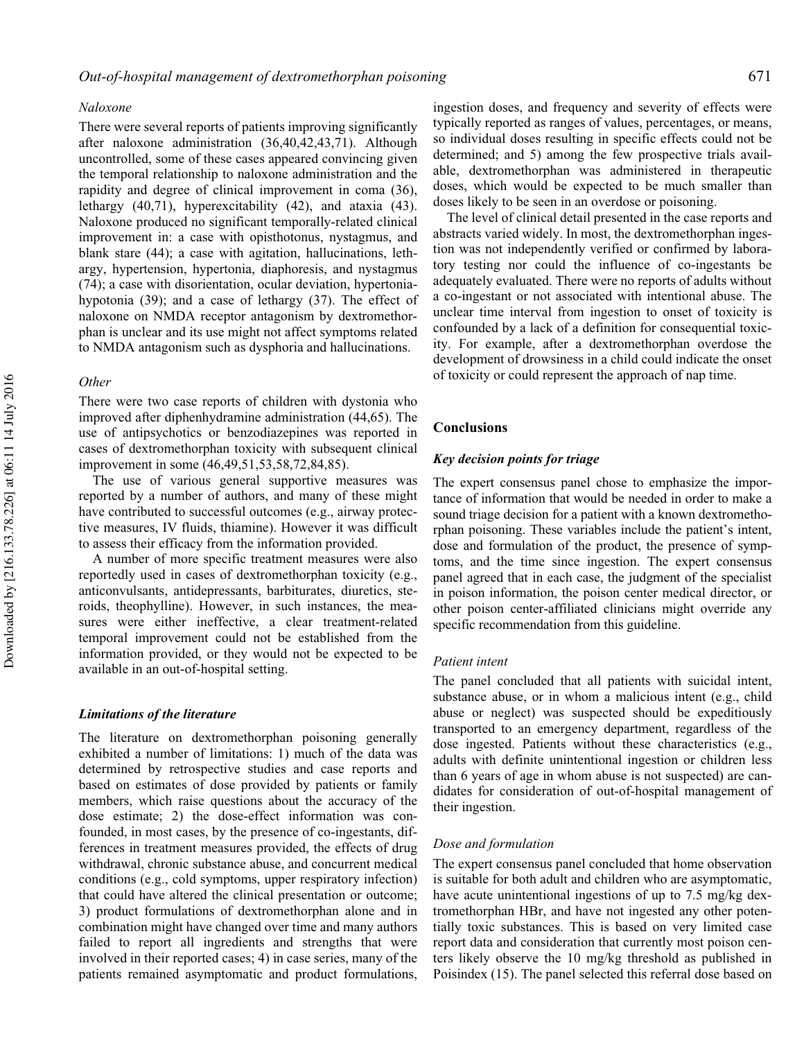### *Naloxone*

There were several reports of patients improving significantly after naloxone administration (36,40,42,43,71). Although uncontrolled, some of these cases appeared convincing given the temporal relationship to naloxone administration and the rapidity and degree of clinical improvement in coma (36), lethargy (40,71), hyperexcitability (42), and ataxia (43). Naloxone produced no significant temporally-related clinical improvement in: a case with opisthotonus, nystagmus, and blank stare (44); a case with agitation, hallucinations, lethargy, hypertension, hypertonia, diaphoresis, and nystagmus (74); a case with disorientation, ocular deviation, hypertonia-hypotonia (39); and a case of lethargy (37). The effect of naloxone on NMDA receptor antagonism by dextromethorphan is unclear and its use might not affect symptoms related to NMDA antagonism such as dysphoria and hallucinations.

### *Other*

There were two case reports of children with dystonia who improved after diphenhydramine administration (44,65). The use of antipsychotics or benzodiazepines was reported in cases of dextromethorphan toxicity with subsequent clinical improvement in some (46,49,51,53,58,72,84,85).

The use of various general supportive measures was reported by a number of authors, and many of these might have contributed to successful outcomes (e.g., airway protective measures, IV fluids, thiamine). However it was difficult to assess their efficacy from the information provided.

A number of more specific treatment measures were also reportedly used in cases of dextromethorphan toxicity (e.g., anticonvulsants, antidepressants, barbiturates, diuretics, steroids, theophylline). However, in such instances, the measures were either ineffective, a clear treatment-related temporal improvement could not be established from the information provided, or they would not be expected to be available in an out-of-hospital setting.

### ***Limitations of the literature***

The literature on dextromethorphan poisoning generally exhibited a number of limitations: 1) much of the data was determined by retrospective studies and case reports and based on estimates of dose provided by patients or family members, which raise questions about the accuracy of the dose estimate; 2) the dose-effect information was confounded, in most cases, by the presence of co-ingestants, differences in treatment measures provided, the effects of drug withdrawal, chronic substance abuse, and concurrent medical conditions (e.g., cold symptoms, upper respiratory infection) that could have altered the clinical presentation or outcome; 3) product formulations of dextromethorphan alone and in combination might have changed over time and many authors failed to report all ingredients and strengths that were involved in their reported cases; 4) in case series, many of the patients remained asymptomatic and product formulations, ingestion doses, and frequency and severity of effects were typically reported as ranges of values, percentages, or means, so individual doses resulting in specific effects could not be determined; and 5) among the few prospective trials available, dextromethorphan was administered in therapeutic doses, which would be expected to be much smaller than doses likely to be seen in an overdose or poisoning.

The level of clinical detail presented in the case reports and abstracts varied widely. In most, the dextromethorphan ingestion was not independently verified or confirmed by laboratory testing nor could the influence of co-ingestants be adequately evaluated. There were no reports of adults without a co-ingestant or not associated with intentional abuse. The unclear time interval from ingestion to onset of toxicity is confounded by a lack of a definition for consequential toxicity. For example, after a dextromethorphan overdose the development of drowsiness in a child could indicate the onset of toxicity or could represent the approach of nap time.

## Conclusions

### ***Key decision points for triage***

The expert consensus panel chose to emphasize the importance of information that would be needed in order to make a sound triage decision for a patient with a known dextromethorphan poisoning. These variables include the patient's intent, dose and formulation of the product, the presence of symptoms, and the time since ingestion. The expert consensus panel agreed that in each case, the judgment of the specialist in poison information, the poison center medical director, or other poison center-affiliated clinicians might override any specific recommendation from this guideline.

### *Patient intent*

The panel concluded that all patients with suicidal intent, substance abuse, or in whom a malicious intent (e.g., child abuse or neglect) was suspected should be expeditiously transported to an emergency department, regardless of the dose ingested. Patients without these characteristics (e.g., adults with definite unintentional ingestion or children less than 6 years of age in whom abuse is not suspected) are candidates for consideration of out-of-hospital management of their ingestion.

### *Dose and formulation*

The expert consensus panel concluded that home observation is suitable for both adult and children who are asymptomatic, have acute unintentional ingestions of up to 7.5 mg/kg dextromethorphan HBr, and have not ingested any other potentially toxic substances. This is based on very limited case report data and consideration that currently most poison centers likely observe the 10 mg/kg threshold as published in Poisindex (15). The panel selected this referral dose based on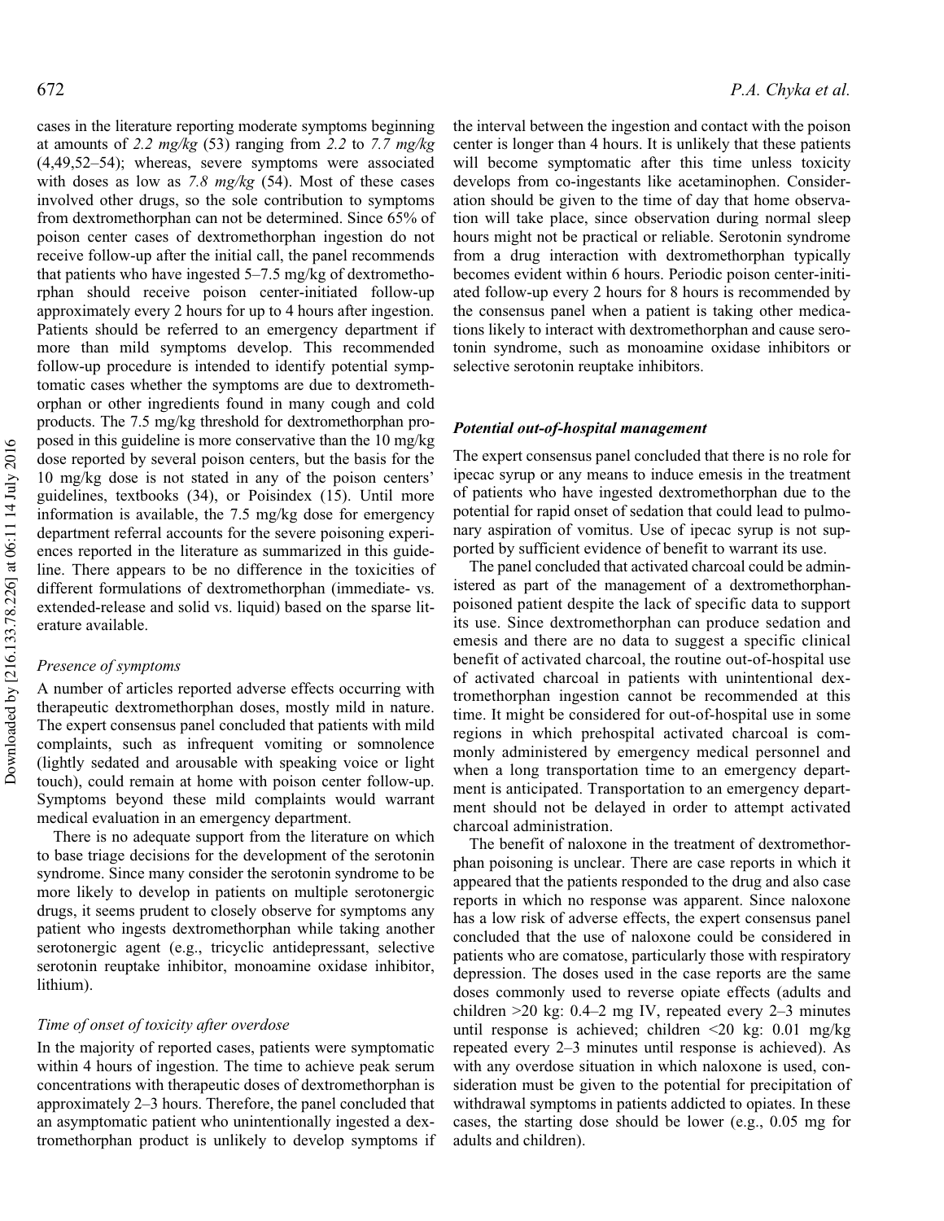cases in the literature reporting moderate symptoms beginning at amounts of *2.2 mg/kg* (53) ranging from *2.2* to *7.7 mg/kg* (4,49,52–54); whereas, severe symptoms were associated with doses as low as *7.8 mg/kg* (54). Most of these cases involved other drugs, so the sole contribution to symptoms from dextromethorphan can not be determined. Since 65% of poison center cases of dextromethorphan ingestion do not receive follow-up after the initial call, the panel recommends that patients who have ingested 5–7.5 mg/kg of dextromethorphan should receive poison center-initiated follow-up approximately every 2 hours for up to 4 hours after ingestion. Patients should be referred to an emergency department if more than mild symptoms develop. This recommended follow-up procedure is intended to identify potential symptomatic cases whether the symptoms are due to dextromethorphan or other ingredients found in many cough and cold products. The 7.5 mg/kg threshold for dextromethorphan proposed in this guideline is more conservative than the 10 mg/kg dose reported by several poison centers, but the basis for the 10 mg/kg dose is not stated in any of the poison centers' guidelines, textbooks (34), or Poisindex (15). Until more information is available, the 7.5 mg/kg dose for emergency department referral accounts for the severe poisoning experiences reported in the literature as summarized in this guideline. There appears to be no difference in the toxicities of different formulations of dextromethorphan (immediate- vs. extended-release and solid vs. liquid) based on the sparse literature available.

### *Presence of symptoms*

A number of articles reported adverse effects occurring with therapeutic dextromethorphan doses, mostly mild in nature. The expert consensus panel concluded that patients with mild complaints, such as infrequent vomiting or somnolence (lightly sedated and arousable with speaking voice or light touch), could remain at home with poison center follow-up. Symptoms beyond these mild complaints would warrant medical evaluation in an emergency department.

There is no adequate support from the literature on which to base triage decisions for the development of the serotonin syndrome. Since many consider the serotonin syndrome to be more likely to develop in patients on multiple serotonergic drugs, it seems prudent to closely observe for symptoms any patient who ingests dextromethorphan while taking another serotonergic agent (e.g., tricyclic antidepressant, selective serotonin reuptake inhibitor, monoamine oxidase inhibitor, lithium).

### *Time of onset of toxicity after overdose*

In the majority of reported cases, patients were symptomatic within 4 hours of ingestion. The time to achieve peak serum concentrations with therapeutic doses of dextromethorphan is approximately 2–3 hours. Therefore, the panel concluded that an asymptomatic patient who unintentionally ingested a dextromethorphan product is unlikely to develop symptoms if the interval between the ingestion and contact with the poison center is longer than 4 hours. It is unlikely that these patients will become symptomatic after this time unless toxicity develops from co-ingestants like acetaminophen. Consideration should be given to the time of day that home observation will take place, since observation during normal sleep hours might not be practical or reliable. Serotonin syndrome from a drug interaction with dextromethorphan typically becomes evident within 6 hours. Periodic poison center-initiated follow-up every 2 hours for 8 hours is recommended by the consensus panel when a patient is taking other medications likely to interact with dextromethorphan and cause serotonin syndrome, such as monoamine oxidase inhibitors or selective serotonin reuptake inhibitors.

### ***Potential out-of-hospital management***

The expert consensus panel concluded that there is no role for ipecac syrup or any means to induce emesis in the treatment of patients who have ingested dextromethorphan due to the potential for rapid onset of sedation that could lead to pulmonary aspiration of vomitus. Use of ipecac syrup is not supported by sufficient evidence of benefit to warrant its use.

The panel concluded that activated charcoal could be administered as part of the management of a dextromethorphan-poisoned patient despite the lack of specific data to support its use. Since dextromethorphan can produce sedation and emesis and there are no data to suggest a specific clinical benefit of activated charcoal, the routine out-of-hospital use of activated charcoal in patients with unintentional dextromethorphan ingestion cannot be recommended at this time. It might be considered for out-of-hospital use in some regions in which prehospital activated charcoal is commonly administered by emergency medical personnel and when a long transportation time to an emergency department is anticipated. Transportation to an emergency department should not be delayed in order to attempt activated charcoal administration.

The benefit of naloxone in the treatment of dextromethorphan poisoning is unclear. There are case reports in which it appeared that the patients responded to the drug and also case reports in which no response was apparent. Since naloxone has a low risk of adverse effects, the expert consensus panel concluded that the use of naloxone could be considered in patients who are comatose, particularly those with respiratory depression. The doses used in the case reports are the same doses commonly used to reverse opiate effects (adults and children >20 kg: 0.4–2 mg IV, repeated every 2–3 minutes until response is achieved; children <20 kg: 0.01 mg/kg repeated every 2–3 minutes until response is achieved). As with any overdose situation in which naloxone is used, consideration must be given to the potential for precipitation of withdrawal symptoms in patients addicted to opiates. In these cases, the starting dose should be lower (e.g., 0.05 mg for adults and children).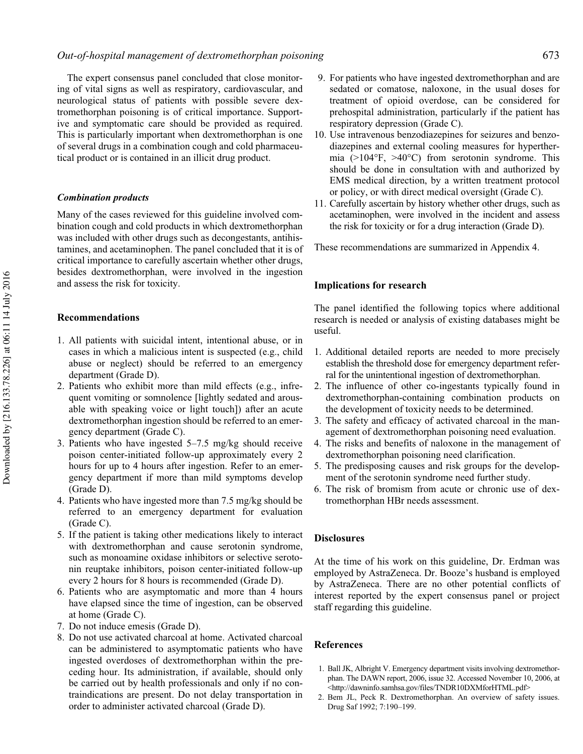The expert consensus panel concluded that close monitoring of vital signs as well as respiratory, cardiovascular, and neurological status of patients with possible severe dextromethorphan poisoning is of critical importance. Supportive and symptomatic care should be provided as required. This is particularly important when dextromethorphan is one of several drugs in a combination cough and cold pharmaceutical product or is contained in an illicit drug product.

### *Combination products*

Many of the cases reviewed for this guideline involved combination cough and cold products in which dextromethorphan was included with other drugs such as decongestants, antihistamines, and acetaminophen. The panel concluded that it is of critical importance to carefully ascertain whether other drugs, besides dextromethorphan, were involved in the ingestion and assess the risk for toxicity.

## Recommendations

1. All patients with suicidal intent, intentional abuse, or in cases in which a malicious intent is suspected (e.g., child abuse or neglect) should be referred to an emergency department (Grade D).
2. Patients who exhibit more than mild effects (e.g., infrequent vomiting or somnolence [lightly sedated and arousable with speaking voice or light touch]) after an acute dextromethorphan ingestion should be referred to an emergency department (Grade C).
3. Patients who have ingested 5–7.5 mg/kg should receive poison center-initiated follow-up approximately every 2 hours for up to 4 hours after ingestion. Refer to an emergency department if more than mild symptoms develop (Grade D).
4. Patients who have ingested more than 7.5 mg/kg should be referred to an emergency department for evaluation (Grade C).
5. If the patient is taking other medications likely to interact with dextromethorphan and cause serotonin syndrome, such as monoamine oxidase inhibitors or selective serotonin reuptake inhibitors, poison center-initiated follow-up every 2 hours for 8 hours is recommended (Grade D).
6. Patients who are asymptomatic and more than 4 hours have elapsed since the time of ingestion, can be observed at home (Grade C).
7. Do not induce emesis (Grade D).
8. Do not use activated charcoal at home. Activated charcoal can be administered to asymptomatic patients who have ingested overdoses of dextromethorphan within the preceding hour. Its administration, if available, should only be carried out by health professionals and only if no contraindications are present. Do not delay transportation in order to administer activated charcoal (Grade D).
9. For patients who have ingested dextromethorphan and are sedated or comatose, naloxone, in the usual doses for treatment of opioid overdose, can be considered for prehospital administration, particularly if the patient has respiratory depression (Grade C).
10. Use intravenous benzodiazepines for seizures and benzodiazepines and external cooling measures for hyperthermia (>104°F, >40°C) from serotonin syndrome. This should be done in consultation with and authorized by EMS medical direction, by a written treatment protocol or policy, or with direct medical oversight (Grade C).
11. Carefully ascertain by history whether other drugs, such as acetaminophen, were involved in the incident and assess the risk for toxicity or for a drug interaction (Grade D).

These recommendations are summarized in Appendix 4.

## Implications for research

The panel identified the following topics where additional research is needed or analysis of existing databases might be useful.

1. Additional detailed reports are needed to more precisely establish the threshold dose for emergency department referral for the unintentional ingestion of dextromethorphan.
2. The influence of other co-ingestants typically found in dextromethorphan-containing combination products on the development of toxicity needs to be determined.
3. The safety and efficacy of activated charcoal in the management of dextromethorphan poisoning need evaluation.
4. The risks and benefits of naloxone in the management of dextromethorphan poisoning need clarification.
5. The predisposing causes and risk groups for the development of the serotonin syndrome need further study.
6. The risk of bromism from acute or chronic use of dextromethorphan HBr needs assessment.

## Disclosures

At the time of his work on this guideline, Dr. Erdman was employed by AstraZeneca. Dr. Booze's husband is employed by AstraZeneca. There are no other potential conflicts of interest reported by the expert consensus panel or project staff regarding this guideline.

## References

1. Ball JK, Albright V. Emergency department visits involving dextromethorphan. The DAWN report, 2006, issue 32. Accessed November 10, 2006, at <http://dawninfo.samhsa.gov/files/TNDR10DXMforHTML.pdf>
2. Bem JL, Peck R. Dextromethorphan. An overview of safety issues. Drug Saf 1992; 7:190–199.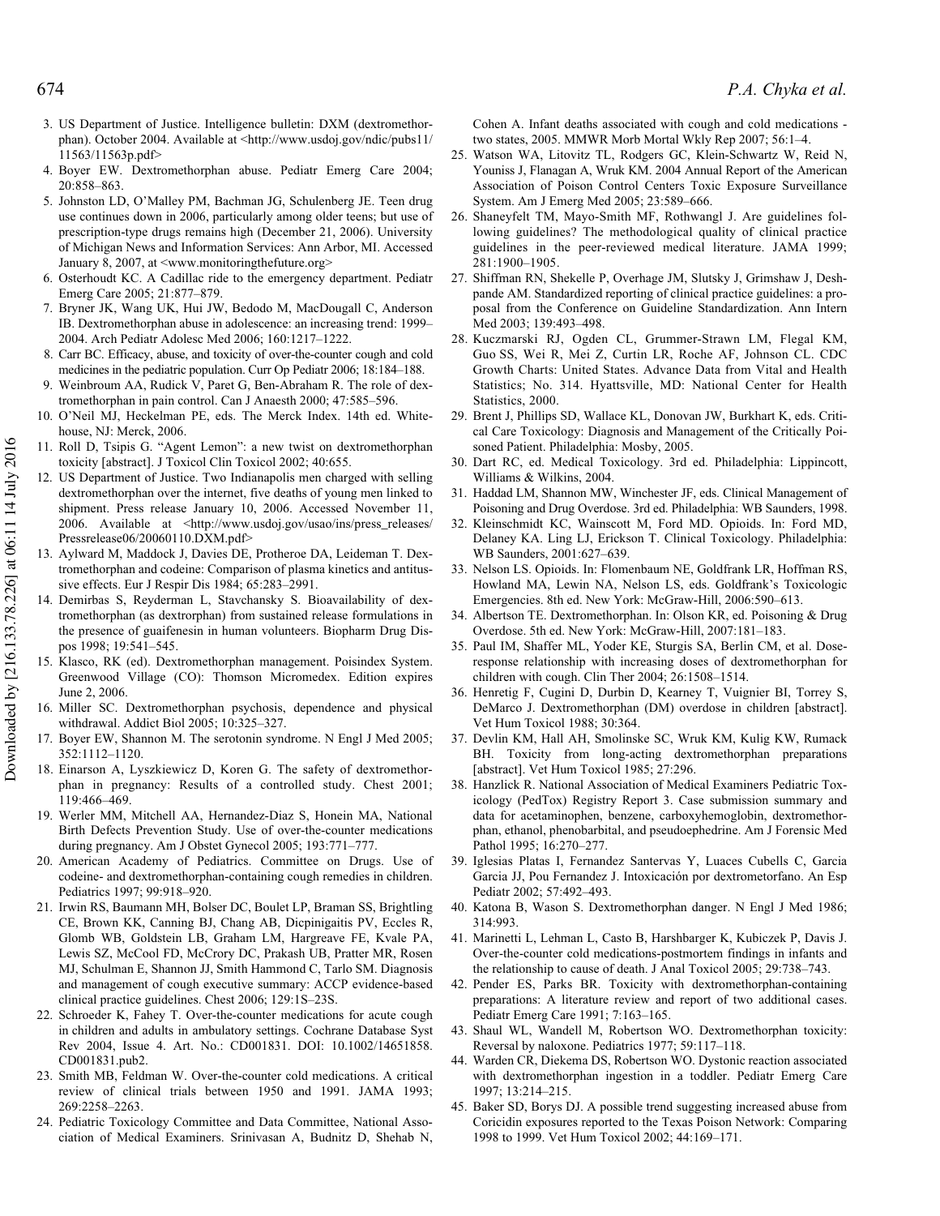3. US Department of Justice. Intelligence bulletin: DXM (dextromethorphan). October 2004. Available at <http://www.usdoj.gov/ndic/pubs11/11563/11563p.pdf>
4. Boyer EW. Dextromethorphan abuse. Pediatr Emerg Care 2004; 20:858–863.
5. Johnston LD, O'Malley PM, Bachman JG, Schulenberg JE. Teen drug use continues down in 2006, particularly among older teens; but use of prescription-type drugs remains high (December 21, 2006). University of Michigan News and Information Services: Ann Arbor, MI. Accessed January 8, 2007, at <www.monitoringthefuture.org>
6. Osterhoudt KC. A Cadillac ride to the emergency department. Pediatr Emerg Care 2005; 21:877–879.
7. Bryner JK, Wang UK, Hui JW, Bedodo M, MacDougall C, Anderson IB. Dextromethorphan abuse in adolescence: an increasing trend: 1999–2004. Arch Pediatr Adolesc Med 2006; 160:1217–1222.
8. Carr BC. Efficacy, abuse, and toxicity of over-the-counter cough and cold medicines in the pediatric population. Curr Op Pediatr 2006; 18:184–188.
9. Weinbroum AA, Rudick V, Paret G, Ben-Abraham R. The role of dextromethorphan in pain control. Can J Anaesth 2000; 47:585–596.
10. O'Neil MJ, Heckelman PE, eds. The Merck Index. 14th ed. Whitehouse, NJ: Merck, 2006.
11. Roll D, Tsipis G. "Agent Lemon": a new twist on dextromethorphan toxicity [abstract]. J Toxicol Clin Toxicol 2002; 40:655.
12. US Department of Justice. Two Indianapolis men charged with selling dextromethorphan over the internet, five deaths of young men linked to shipment. Press release January 10, 2006. Accessed November 11, 2006. Available at <http://www.usdoj.gov/usao/ins/press_releases/Pressrelease06/20060110.DXM.pdf>
13. Aylward M, Maddock J, Davies DE, Protheroe DA, Leideman T. Dextromethorphan and codeine: Comparison of plasma kinetics and antitussive effects. Eur J Respir Dis 1984; 65:283–2991.
14. Demirbas S, Reyderman L, Stavchansky S. Bioavailability of dextromethorphan (as dextrorphan) from sustained release formulations in the presence of guaifenesin in human volunteers. Biopharm Drug Dispos 1998; 19:541–545.
15. Klasco, RK (ed). Dextromethorphan management. Poisindex System. Greenwood Village (CO): Thomson Micromedex. Edition expires June 2, 2006.
16. Miller SC. Dextromethorphan psychosis, dependence and physical withdrawal. Addict Biol 2005; 10:325–327.
17. Boyer EW, Shannon M. The serotonin syndrome. N Engl J Med 2005; 352:1112–1120.
18. Einarson A, Lyszkiewicz D, Koren G. The safety of dextromethorphan in pregnancy: Results of a controlled study. Chest 2001; 119:466–469.
19. Werler MM, Mitchell AA, Hernandez-Diaz S, Honein MA, National Birth Defects Prevention Study. Use of over-the-counter medications during pregnancy. Am J Obstet Gynecol 2005; 193:771–777.
20. American Academy of Pediatrics. Committee on Drugs. Use of codeine- and dextromethorphan-containing cough remedies in children. Pediatrics 1997; 99:918–920.
21. Irwin RS, Baumann MH, Bolser DC, Boulet LP, Braman SS, Brightling CE, Brown KK, Canning BJ, Chang AB, Dicpinigaitis PV, Eccles R, Glomb WB, Goldstein LB, Graham LM, Hargreave FE, Kvale PA, Lewis SZ, McCool FD, McCrory DC, Prakash UB, Pratter MR, Rosen MJ, Schulman E, Shannon JJ, Smith Hammond C, Tarlo SM. Diagnosis and management of cough executive summary: ACCP evidence-based clinical practice guidelines. Chest 2006; 129:1S–23S.
22. Schroeder K, Fahey T. Over-the-counter medications for acute cough in children and adults in ambulatory settings. Cochrane Database Syst Rev 2004, Issue 4. Art. No.: CD001831. DOI: 10.1002/14651858.CD001831.pub2.
23. Smith MB, Feldman W. Over-the-counter cold medications. A critical review of clinical trials between 1950 and 1991. JAMA 1993; 269:2258–2263.
24. Pediatric Toxicology Committee and Data Committee, National Association of Medical Examiners. Srinivasan A, Budnitz D, Shehab N, Cohen A. Infant deaths associated with cough and cold medications - two states, 2005. MMWR Morb Mortal Wkly Rep 2007; 56:1–4.
25. Watson WA, Litovitz TL, Rodgers GC, Klein-Schwartz W, Reid N, Youniss J, Flanagan A, Wruk KM. 2004 Annual Report of the American Association of Poison Control Centers Toxic Exposure Surveillance System. Am J Emerg Med 2005; 23:589–666.
26. Shaneyfelt TM, Mayo-Smith MF, Rothwangl J. Are guidelines following guidelines? The methodological quality of clinical practice guidelines in the peer-reviewed medical literature. JAMA 1999; 281:1900–1905.
27. Shiffman RN, Shekelle P, Overhage JM, Slutsky J, Grimshaw J, Deshpande AM. Standardized reporting of clinical practice guidelines: a proposal from the Conference on Guideline Standardization. Ann Intern Med 2003; 139:493–498.
28. Kuczmarski RJ, Ogden CL, Grummer-Strawn LM, Flegal KM, Guo SS, Wei R, Mei Z, Curtin LR, Roche AF, Johnson CL. CDC Growth Charts: United States. Advance Data from Vital and Health Statistics; No. 314. Hyattsville, MD: National Center for Health Statistics, 2000.
29. Brent J, Phillips SD, Wallace KL, Donovan JW, Burkhart K, eds. Critical Care Toxicology: Diagnosis and Management of the Critically Poisoned Patient. Philadelphia: Mosby, 2005.
30. Dart RC, ed. Medical Toxicology. 3rd ed. Philadelphia: Lippincott, Williams & Wilkins, 2004.
31. Haddad LM, Shannon MW, Winchester JF, eds. Clinical Management of Poisoning and Drug Overdose. 3rd ed. Philadelphia: WB Saunders, 1998.
32. Kleinschmidt KC, Wainscott M, Ford MD. Opioids. In: Ford MD, Delaney KA. Ling LJ, Erickson T. Clinical Toxicology. Philadelphia: WB Saunders, 2001:627–639.
33. Nelson LS. Opioids. In: Flomenbaum NE, Goldfrank LR, Hoffman RS, Howland MA, Lewin NA, Nelson LS, eds. Goldfrank's Toxicologic Emergencies. 8th ed. New York: McGraw-Hill, 2006:590–613.
34. Albertson TE. Dextromethorphan. In: Olson KR, ed. Poisoning & Drug Overdose. 5th ed. New York: McGraw-Hill, 2007:181–183.
35. Paul IM, Shaffer ML, Yoder KE, Sturgis SA, Berlin CM, et al. Dose-response relationship with increasing doses of dextromethorphan for children with cough. Clin Ther 2004; 26:1508–1514.
36. Henretig F, Cugini D, Durbin D, Kearney T, Vuignier BI, Torrey S, DeMarco J. Dextromethorphan (DM) overdose in children [abstract]. Vet Hum Toxicol 1988; 30:364.
37. Devlin KM, Hall AH, Smolinske SC, Wruk KM, Kulig KW, Rumack BH. Toxicity from long-acting dextromethorphan preparations [abstract]. Vet Hum Toxicol 1985; 27:296.
38. Hanzlick R. National Association of Medical Examiners Pediatric Toxicology (PedTox) Registry Report 3. Case submission summary and data for acetaminophen, benzene, carboxyhemoglobin, dextromethorphan, ethanol, phenobarbital, and pseudoephedrine. Am J Forensic Med Pathol 1995; 16:270–277.
39. Iglesias Platas I, Fernandez Santervas Y, Luaces Cubells C, Garcia Garcia JJ, Pou Fernandez J. Intoxicación por dextrometorfano. An Esp Pediatr 2002; 57:492–493.
40. Katona B, Wason S. Dextromethorphan danger. N Engl J Med 1986; 314:993.
41. Marinetti L, Lehman L, Casto B, Harshbarger K, Kubiczek P, Davis J. Over-the-counter cold medications-postmortem findings in infants and the relationship to cause of death. J Anal Toxicol 2005; 29:738–743.
42. Pender ES, Parks BR. Toxicity with dextromethorphan-containing preparations: A literature review and report of two additional cases. Pediatr Emerg Care 1991; 7:163–165.
43. Shaul WL, Wandell M, Robertson WO. Dextromethorphan toxicity: Reversal by naloxone. Pediatrics 1977; 59:117–118.
44. Warden CR, Diekema DS, Robertson WO. Dystonic reaction associated with dextromethorphan ingestion in a toddler. Pediatr Emerg Care 1997; 13:214–215.
45. Baker SD, Borys DJ. A possible trend suggesting increased abuse from Coricidin exposures reported to the Texas Poison Network: Comparing 1998 to 1999. Vet Hum Toxicol 2002; 44:169–171.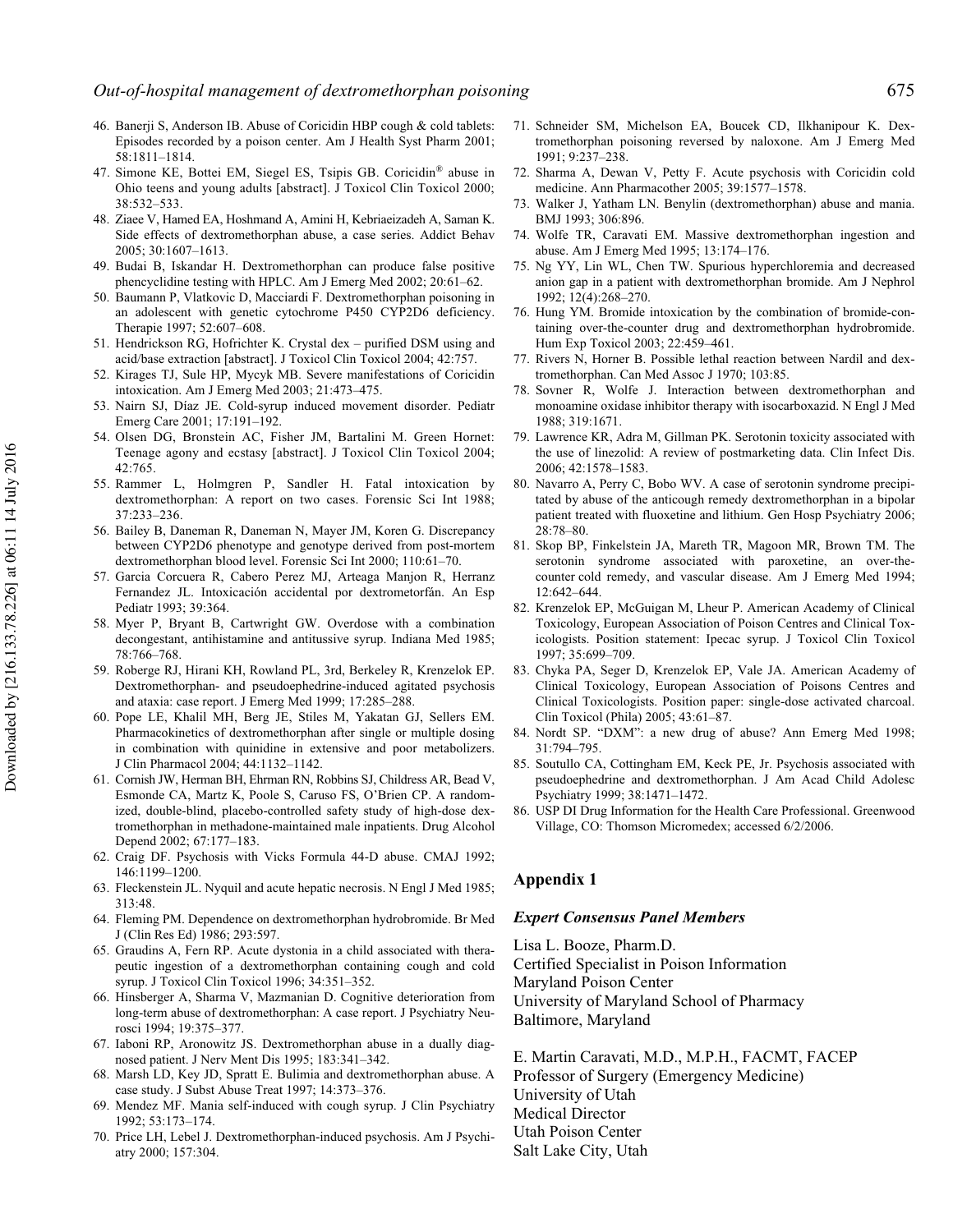46. Banerji S, Anderson IB. Abuse of Coricidin HBP cough & cold tablets: Episodes recorded by a poison center. Am J Health Syst Pharm 2001; 58:1811–1814.
47. Simone KE, Bottei EM, Siegel ES, Tsipis GB. Coricidin® abuse in Ohio teens and young adults [abstract]. J Toxicol Clin Toxicol 2000; 38:532–533.
48. Ziaee V, Hamed EA, Hoshmand A, Amini H, Kebriaeizadeh A, Saman K. Side effects of dextromethorphan abuse, a case series. Addict Behav 2005; 30:1607–1613.
49. Budai B, Iskandar H. Dextromethorphan can produce false positive phencyclidine testing with HPLC. Am J Emerg Med 2002; 20:61–62.
50. Baumann P, Vlatkovic D, Macciardi F. Dextromethorphan poisoning in an adolescent with genetic cytochrome P450 CYP2D6 deficiency. Therapie 1997; 52:607–608.
51. Hendrickson RG, Hofrichter K. Crystal dex – purified DSM using and acid/base extraction [abstract]. J Toxicol Clin Toxicol 2004; 42:757.
52. Kirages TJ, Sule HP, Mycyk MB. Severe manifestations of Coricidin intoxication. Am J Emerg Med 2003; 21:473–475.
53. Nairn SJ, Díaz JE. Cold-syrup induced movement disorder. Pediatr Emerg Care 2001; 17:191–192.
54. Olsen DG, Bronstein AC, Fisher JM, Bartalini M. Green Hornet: Teenage agony and ecstasy [abstract]. J Toxicol Clin Toxicol 2004; 42:765.
55. Rammer L, Holmgren P, Sandler H. Fatal intoxication by dextromethorphan: A report on two cases. Forensic Sci Int 1988; 37:233–236.
56. Bailey B, Daneman R, Daneman N, Mayer JM, Koren G. Discrepancy between CYP2D6 phenotype and genotype derived from post-mortem dextromethorphan blood level. Forensic Sci Int 2000; 110:61–70.
57. Garcia Corcuera R, Cabero Perez MJ, Arteaga Manjon R, Herranz Fernandez JL. Intoxicación accidental por dextrometorfán. An Esp Pediatr 1993; 39:364.
58. Myer P, Bryant B, Cartwright GW. Overdose with a combination decongestant, antihistamine and antitussive syrup. Indiana Med 1985; 78:766–768.
59. Roberge RJ, Hirani KH, Rowland PL, 3rd, Berkeley R, Krenzelok EP. Dextromethorphan- and pseudoephedrine-induced agitated psychosis and ataxia: case report. J Emerg Med 1999; 17:285–288.
60. Pope LE, Khalil MH, Berg JE, Stiles M, Yakatan GJ, Sellers EM. Pharmacokinetics of dextromethorphan after single or multiple dosing in combination with quinidine in extensive and poor metabolizers. J Clin Pharmacol 2004; 44:1132–1142.
61. Cornish JW, Herman BH, Ehrman RN, Robbins SJ, Childress AR, Bead V, Esmonde CA, Martz K, Poole S, Caruso FS, O'Brien CP. A randomized, double-blind, placebo-controlled safety study of high-dose dextromethorphan in methadone-maintained male inpatients. Drug Alcohol Depend 2002; 67:177–183.
62. Craig DF. Psychosis with Vicks Formula 44-D abuse. CMAJ 1992; 146:1199–1200.
63. Fleckenstein JL. Nyquil and acute hepatic necrosis. N Engl J Med 1985; 313:48.
64. Fleming PM. Dependence on dextromethorphan hydrobromide. Br Med J (Clin Res Ed) 1986; 293:597.
65. Graudins A, Fern RP. Acute dystonia in a child associated with therapeutic ingestion of a dextromethorphan containing cough and cold syrup. J Toxicol Clin Toxicol 1996; 34:351–352.
66. Hinsberger A, Sharma V, Mazmanian D. Cognitive deterioration from long-term abuse of dextromethorphan: A case report. J Psychiatry Neurosci 1994; 19:375–377.
67. Iaboni RP, Aronowitz JS. Dextromethorphan abuse in a dually diagnosed patient. J Nerv Ment Dis 1995; 183:341–342.
68. Marsh LD, Key JD, Spratt E. Bulimia and dextromethorphan abuse. A case study. J Subst Abuse Treat 1997; 14:373–376.
69. Mendez MF. Mania self-induced with cough syrup. J Clin Psychiatry 1992; 53:173–174.
70. Price LH, Lebel J. Dextromethorphan-induced psychosis. Am J Psychiatry 2000; 157:304.
71. Schneider SM, Michelson EA, Boucek CD, Ilkhanipour K. Dextromethorphan poisoning reversed by naloxone. Am J Emerg Med 1991; 9:237–238.
72. Sharma A, Dewan V, Petty F. Acute psychosis with Coricidin cold medicine. Ann Pharmacother 2005; 39:1577–1578.
73. Walker J, Yatham LN. Benylin (dextromethorphan) abuse and mania. BMJ 1993; 306:896.
74. Wolfe TR, Caravati EM. Massive dextromethorphan ingestion and abuse. Am J Emerg Med 1995; 13:174–176.
75. Ng YY, Lin WL, Chen TW. Spurious hyperchloremia and decreased anion gap in a patient with dextromethorphan bromide. Am J Nephrol 1992; 12(4):268–270.
76. Hung YM. Bromide intoxication by the combination of bromide-containing over-the-counter drug and dextromethorphan hydrobromide. Hum Exp Toxicol 2003; 22:459–461.
77. Rivers N, Horner B. Possible lethal reaction between Nardil and dextromethorphan. Can Med Assoc J 1970; 103:85.
78. Sovner R, Wolfe J. Interaction between dextromethorphan and monoamine oxidase inhibitor therapy with isocarboxazid. N Engl J Med 1988; 319:1671.
79. Lawrence KR, Adra M, Gillman PK. Serotonin toxicity associated with the use of linezolid: A review of postmarketing data. Clin Infect Dis. 2006; 42:1578–1583.
80. Navarro A, Perry C, Bobo WV. A case of serotonin syndrome precipitated by abuse of the anticough remedy dextromethorphan in a bipolar patient treated with fluoxetine and lithium. Gen Hosp Psychiatry 2006; 28:78–80.
81. Skop BP, Finkelstein JA, Mareth TR, Magoon MR, Brown TM. The serotonin syndrome associated with paroxetine, an over-the-counter cold remedy, and vascular disease. Am J Emerg Med 1994; 12:642–644.
82. Krenzelok EP, McGuigan M, Lheur P. American Academy of Clinical Toxicology, European Association of Poison Centres and Clinical Toxicologists. Position statement: Ipecac syrup. J Toxicol Clin Toxicol 1997; 35:699–709.
83. Chyka PA, Seger D, Krenzelok EP, Vale JA. American Academy of Clinical Toxicology, European Association of Poisons Centres and Clinical Toxicologists. Position paper: single-dose activated charcoal. Clin Toxicol (Phila) 2005; 43:61–87.
84. Nordt SP. "DXM": a new drug of abuse? Ann Emerg Med 1998; 31:794–795.
85. Soutullo CA, Cottingham EM, Keck PE, Jr. Psychosis associated with pseudoephedrine and dextromethorphan. J Am Acad Child Adolesc Psychiatry 1999; 38:1471–1472.
86. USP DI Drug Information for the Health Care Professional. Greenwood Village, CO: Thomson Micromedex; accessed 6/2/2006.

## Appendix 1

### *Expert Consensus Panel Members*

Lisa L. Booze, Pharm.D.
Certified Specialist in Poison Information
Maryland Poison Center
University of Maryland School of Pharmacy
Baltimore, Maryland

E. Martin Caravati, M.D., M.P.H., FACMT, FACEP
Professor of Surgery (Emergency Medicine)
University of Utah
Medical Director
Utah Poison Center
Salt Lake City, Utah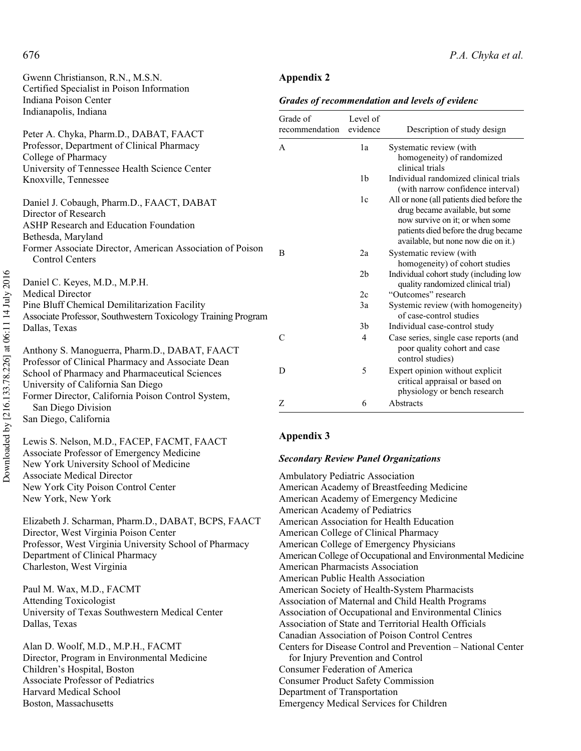Gwenn Christianson, R.N., M.S.N.
Certified Specialist in Poison Information
Indiana Poison Center
Indianapolis, Indiana

Peter A. Chyka, Pharm.D., DABAT, FAACT
Professor, Department of Clinical Pharmacy
College of Pharmacy
University of Tennessee Health Science Center
Knoxville, Tennessee

Daniel J. Cobaugh, Pharm.D., FAACT, DABAT
Director of Research
ASHP Research and Education Foundation
Bethesda, Maryland
Former Associate Director, American Association of Poison Control Centers

Daniel C. Keyes, M.D., M.P.H.
Medical Director
Pine Bluff Chemical Demilitarization Facility
Associate Professor, Southwestern Toxicology Training Program
Dallas, Texas

Anthony S. Manoguerra, Pharm.D., DABAT, FAACT
Professor of Clinical Pharmacy and Associate Dean
School of Pharmacy and Pharmaceutical Sciences
University of California San Diego
Former Director, California Poison Control System, San Diego Division
San Diego, California

Lewis S. Nelson, M.D., FACEP, FACMT, FAACT
Associate Professor of Emergency Medicine
New York University School of Medicine
Associate Medical Director
New York City Poison Control Center
New York, New York

Elizabeth J. Scharman, Pharm.D., DABAT, BCPS, FAACT
Director, West Virginia Poison Center
Professor, West Virginia University School of Pharmacy
Department of Clinical Pharmacy
Charleston, West Virginia

Paul M. Wax, M.D., FACMT
Attending Toxicologist
University of Texas Southwestern Medical Center
Dallas, Texas

Alan D. Woolf, M.D., M.P.H., FACMT
Director, Program in Environmental Medicine
Children's Hospital, Boston
Associate Professor of Pediatrics
Harvard Medical School
Boston, Massachusetts

## Appendix 2

***Grades of recommendation and levels of evidenc***

| Grade of recommendation | Level of evidence | Description of study design |
|---|---|---|
| A | 1a | Systematic review (with homogeneity) of randomized clinical trials |
| | 1b | Individual randomized clinical trials (with narrow confidence interval) |
| | 1c | All or none (all patients died before the drug became available, but some now survive on it; or when some patients died before the drug became available, but none now die on it.) |
| B | 2a | Systematic review (with homogeneity) of cohort studies |
| | 2b | Individual cohort study (including low quality randomized clinical trial) |
| | 2c | "Outcomes" research |
| | 3a | Systemic review (with homogeneity) of case-control studies |
| | 3b | Individual case-control study |
| C | 4 | Case series, single case reports (and poor quality cohort and case control studies) |
| D | 5 | Expert opinion without explicit critical appraisal or based on physiology or bench research |
| Z | 6 | Abstracts |

## Appendix 3

***Secondary Review Panel Organizations***

Ambulatory Pediatric Association
American Academy of Breastfeeding Medicine
American Academy of Emergency Medicine
American Academy of Pediatrics
American Association for Health Education
American College of Clinical Pharmacy
American College of Emergency Physicians
American College of Occupational and Environmental Medicine
American Pharmacists Association
American Public Health Association
American Society of Health-System Pharmacists
Association of Maternal and Child Health Programs
Association of Occupational and Environmental Clinics
Association of State and Territorial Health Officials
Canadian Association of Poison Control Centres
Centers for Disease Control and Prevention – National Center for Injury Prevention and Control
Consumer Federation of America
Consumer Product Safety Commission
Department of Transportation
Emergency Medical Services for Children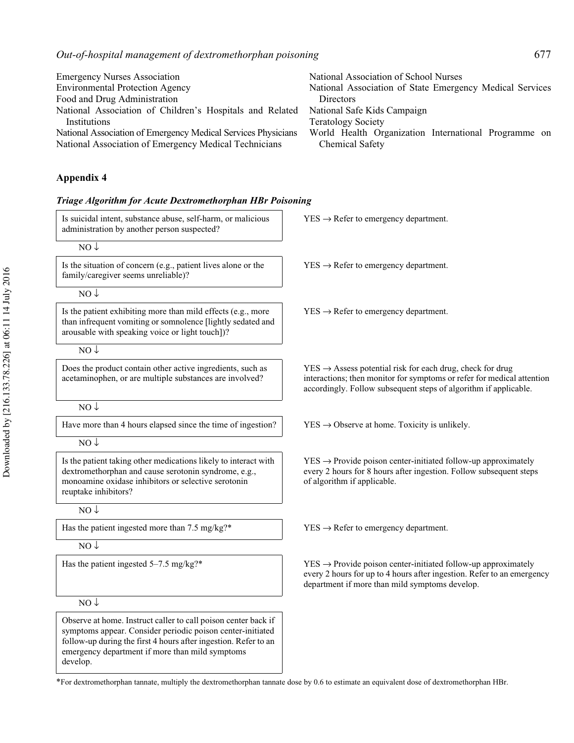Emergency Nurses Association
Environmental Protection Agency
Food and Drug Administration
National Association of Children's Hospitals and Related Institutions
National Association of Emergency Medical Services Physicians
National Association of Emergency Medical Technicians
National Association of School Nurses
National Association of State Emergency Medical Services Directors
National Safe Kids Campaign
Teratology Society
World Health Organization International Programme on Chemical Safety

## Appendix 4

### *Triage Algorithm for Acute Dextromethorphan HBr Poisoning*

| | |
|---|---|
| Is suicidal intent, substance abuse, self-harm, or malicious administration by another person suspected? | YES → Refer to emergency department. |
| NO ↓ | |
| Is the situation of concern (e.g., patient lives alone or the family/caregiver seems unreliable)? | YES → Refer to emergency department. |
| NO ↓ | |
| Is the patient exhibiting more than mild effects (e.g., more than infrequent vomiting or somnolence [lightly sedated and arousable with speaking voice or light touch])? | YES → Refer to emergency department. |
| NO ↓ | |
| Does the product contain other active ingredients, such as acetaminophen, or are multiple substances are involved? | YES → Assess potential risk for each drug, check for drug interactions; then monitor for symptoms or refer for medical attention accordingly. Follow subsequent steps of algorithm if applicable. |
| NO ↓ | |
| Have more than 4 hours elapsed since the time of ingestion? | YES → Observe at home. Toxicity is unlikely. |
| NO ↓ | |
| Is the patient taking other medications likely to interact with dextromethorphan and cause serotonin syndrome, e.g., monoamine oxidase inhibitors or selective serotonin reuptake inhibitors? | YES → Provide poison center-initiated follow-up approximately every 2 hours for 8 hours after ingestion. Follow subsequent steps of algorithm if applicable. |
| NO ↓ | |
| Has the patient ingested more than 7.5 mg/kg?* | YES → Refer to emergency department. |
| NO ↓ | |
| Has the patient ingested 5–7.5 mg/kg?* | YES → Provide poison center-initiated follow-up approximately every 2 hours for up to 4 hours after ingestion. Refer to an emergency department if more than mild symptoms develop. |
| NO ↓ | |
| Observe at home. Instruct caller to call poison center back if symptoms appear. Consider periodic poison center-initiated follow-up during the first 4 hours after ingestion. Refer to an emergency department if more than mild symptoms develop. | |

*For dextromethorphan tannate, multiply the dextromethorphan tannate dose by 0.6 to estimate an equivalent dose of dextromethorphan HBr.